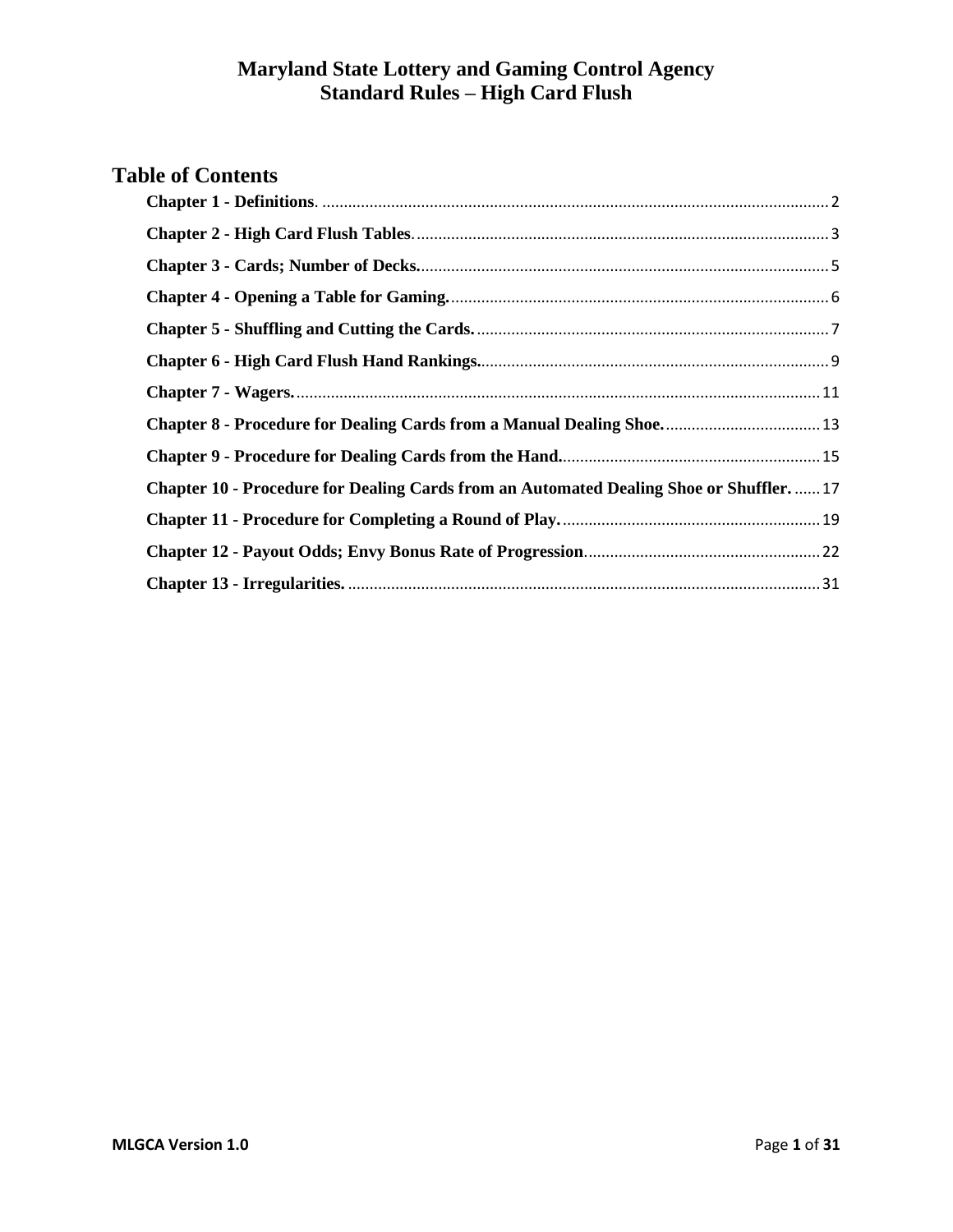# Maryland State Lottery and Gaming Control Agency
# Standard Rules – High Card Flush

## Table of Contents

**Chapter 1 - Definitions**. ........ 2

**Chapter 2 - High Card Flush Tables**. ........ 3

**Chapter 3 - Cards; Number of Decks.** ........ 5

**Chapter 4 - Opening a Table for Gaming.** ........ 6

**Chapter 5 - Shuffling and Cutting the Cards.** ........ 7

**Chapter 6 - High Card Flush Hand Rankings.** ........ 9

**Chapter 7 - Wagers.** ........ 11

**Chapter 8 - Procedure for Dealing Cards from a Manual Dealing Shoe.** ........ 13

**Chapter 9 - Procedure for Dealing Cards from the Hand.** ........ 15

**Chapter 10 - Procedure for Dealing Cards from an Automated Dealing Shoe or Shuffler.** ........ 17

**Chapter 11 - Procedure for Completing a Round of Play.** ........ 19

**Chapter 12 - Payout Odds; Envy Bonus Rate of Progression**. ........ 22

**Chapter 13 - Irregularities.** ........ 31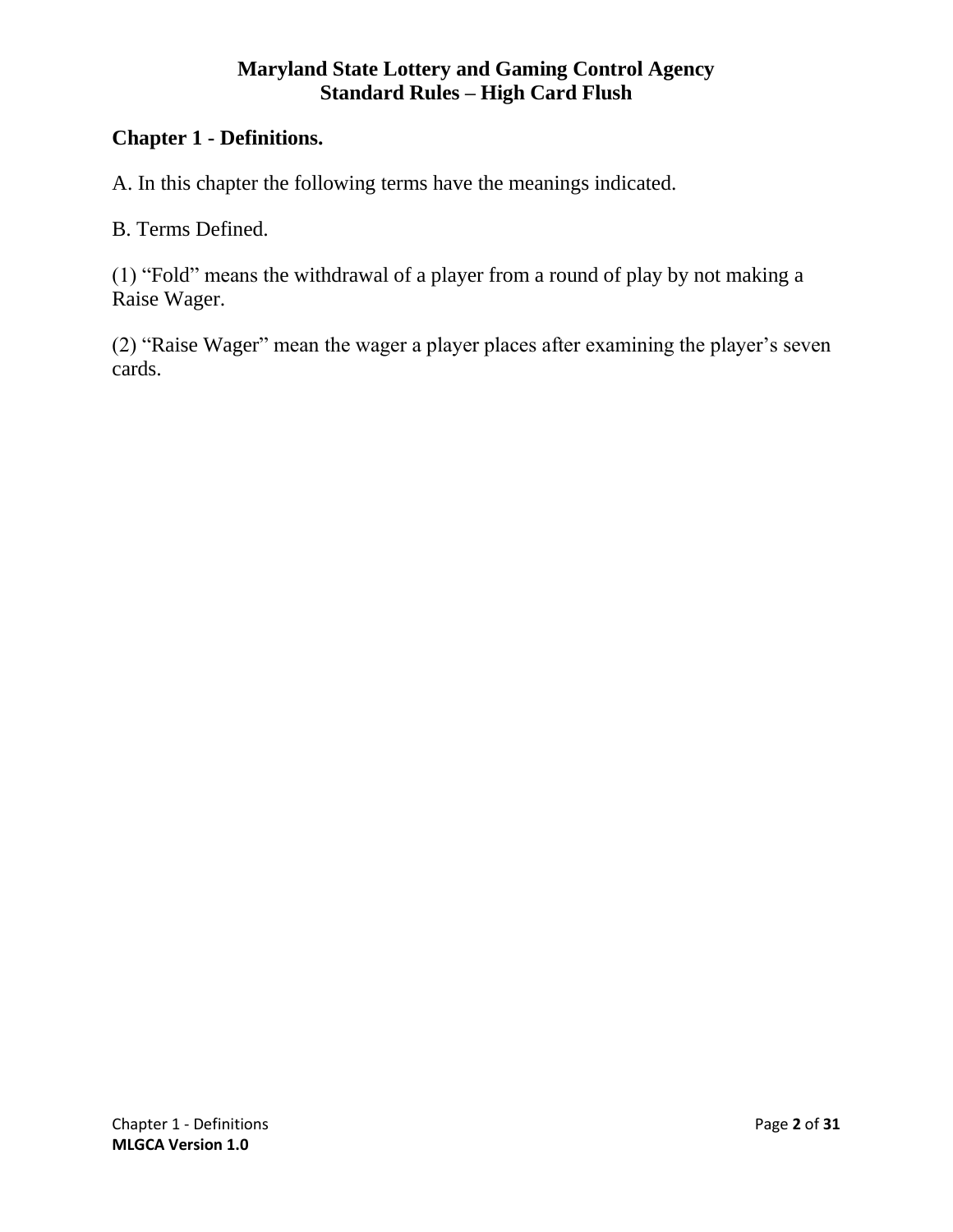**Maryland State Lottery and Gaming Control Agency**
**Standard Rules – High Card Flush**

## Chapter 1 - Definitions.

A. In this chapter the following terms have the meanings indicated.

B. Terms Defined.

(1) “Fold” means the withdrawal of a player from a round of play by not making a Raise Wager.

(2) “Raise Wager” mean the wager a player places after examining the player’s seven cards.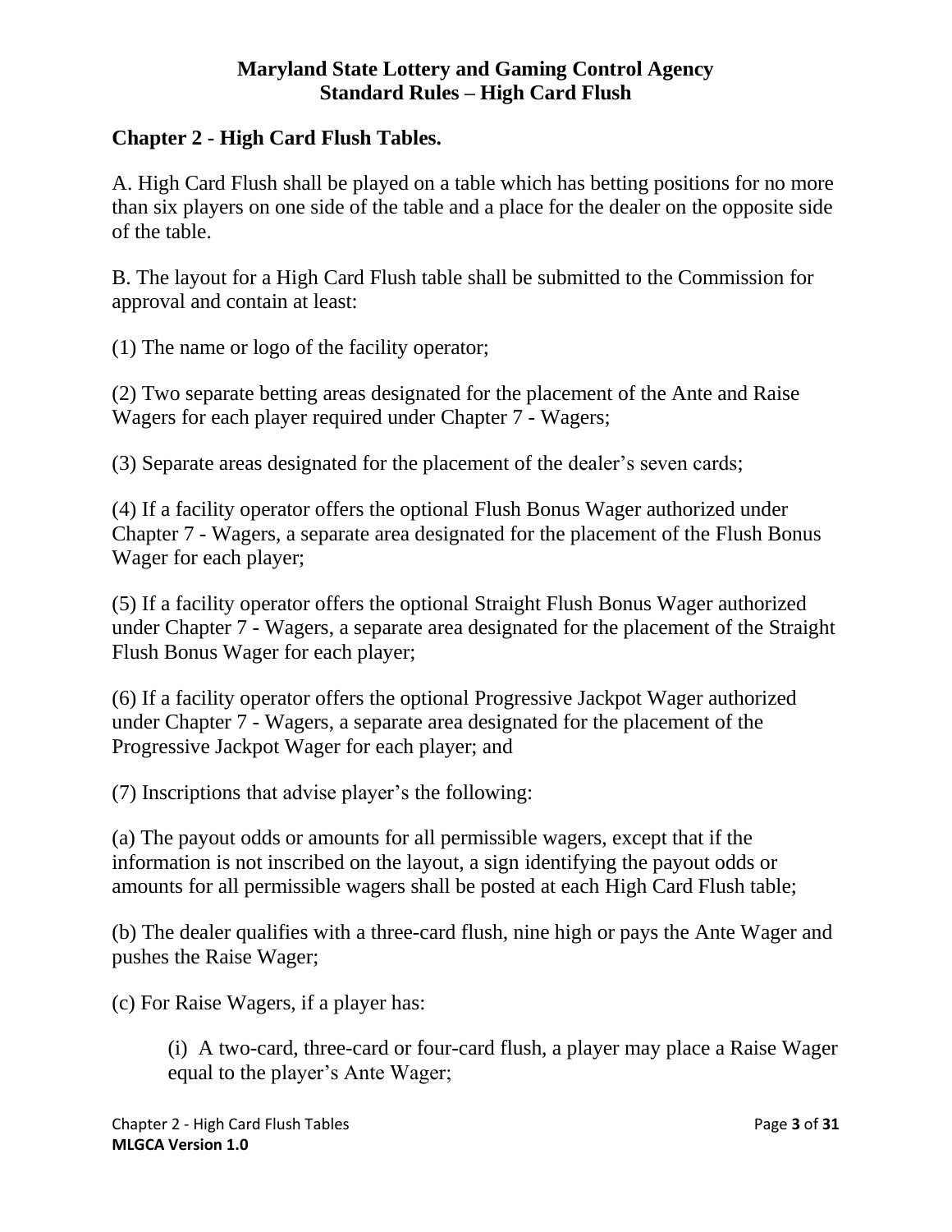**Maryland State Lottery and Gaming Control Agency**
**Standard Rules – High Card Flush**

## Chapter 2 - High Card Flush Tables.

A. High Card Flush shall be played on a table which has betting positions for no more than six players on one side of the table and a place for the dealer on the opposite side of the table.

B. The layout for a High Card Flush table shall be submitted to the Commission for approval and contain at least:

(1) The name or logo of the facility operator;

(2) Two separate betting areas designated for the placement of the Ante and Raise Wagers for each player required under Chapter 7 - Wagers;

(3) Separate areas designated for the placement of the dealer's seven cards;

(4) If a facility operator offers the optional Flush Bonus Wager authorized under Chapter 7 - Wagers, a separate area designated for the placement of the Flush Bonus Wager for each player;

(5) If a facility operator offers the optional Straight Flush Bonus Wager authorized under Chapter 7 - Wagers, a separate area designated for the placement of the Straight Flush Bonus Wager for each player;

(6) If a facility operator offers the optional Progressive Jackpot Wager authorized under Chapter 7 - Wagers, a separate area designated for the placement of the Progressive Jackpot Wager for each player; and

(7) Inscriptions that advise player's the following:

(a) The payout odds or amounts for all permissible wagers, except that if the information is not inscribed on the layout, a sign identifying the payout odds or amounts for all permissible wagers shall be posted at each High Card Flush table;

(b) The dealer qualifies with a three-card flush, nine high or pays the Ante Wager and pushes the Raise Wager;

(c) For Raise Wagers, if a player has:

> (i) A two-card, three-card or four-card flush, a player may place a Raise Wager equal to the player's Ante Wager;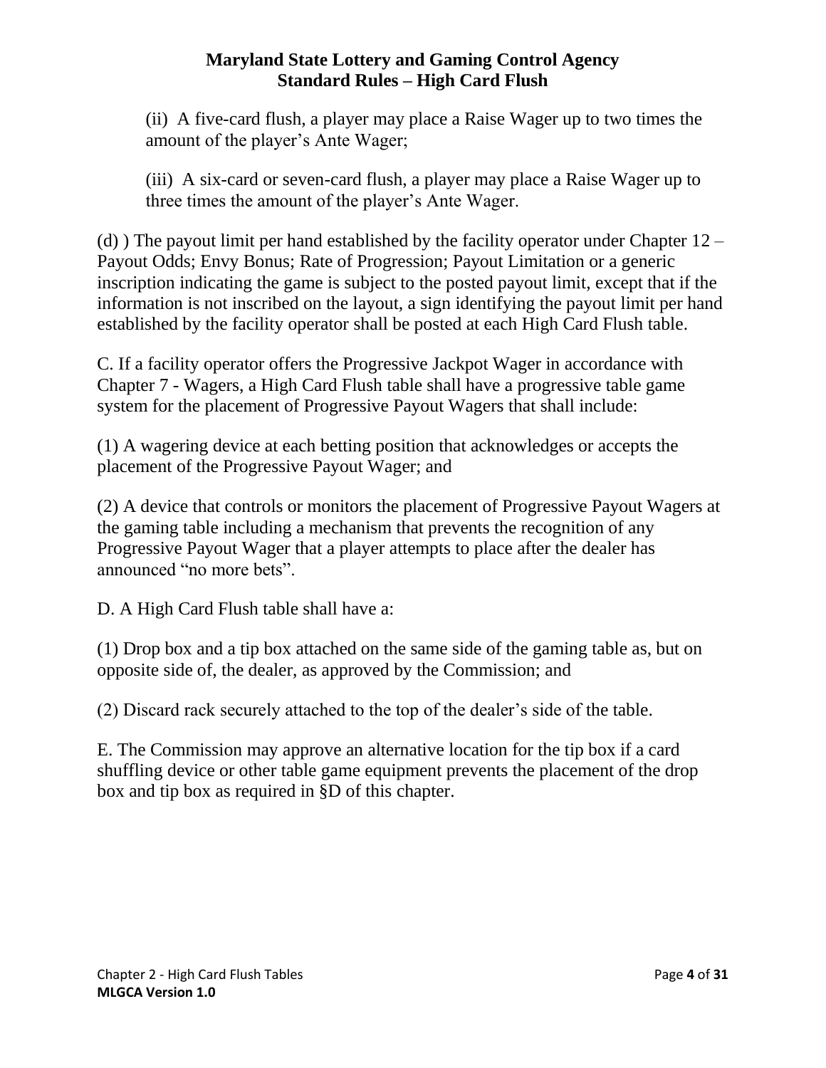(ii) A five-card flush, a player may place a Raise Wager up to two times the amount of the player's Ante Wager;

(iii) A six-card or seven-card flush, a player may place a Raise Wager up to three times the amount of the player's Ante Wager.

(d) ) The payout limit per hand established by the facility operator under Chapter 12 – Payout Odds; Envy Bonus; Rate of Progression; Payout Limitation or a generic inscription indicating the game is subject to the posted payout limit, except that if the information is not inscribed on the layout, a sign identifying the payout limit per hand established by the facility operator shall be posted at each High Card Flush table.

C. If a facility operator offers the Progressive Jackpot Wager in accordance with Chapter 7 - Wagers, a High Card Flush table shall have a progressive table game system for the placement of Progressive Payout Wagers that shall include:

(1) A wagering device at each betting position that acknowledges or accepts the placement of the Progressive Payout Wager; and

(2) A device that controls or monitors the placement of Progressive Payout Wagers at the gaming table including a mechanism that prevents the recognition of any Progressive Payout Wager that a player attempts to place after the dealer has announced "no more bets".

D. A High Card Flush table shall have a:

(1) Drop box and a tip box attached on the same side of the gaming table as, but on opposite side of, the dealer, as approved by the Commission; and

(2) Discard rack securely attached to the top of the dealer's side of the table.

E. The Commission may approve an alternative location for the tip box if a card shuffling device or other table game equipment prevents the placement of the drop box and tip box as required in §D of this chapter.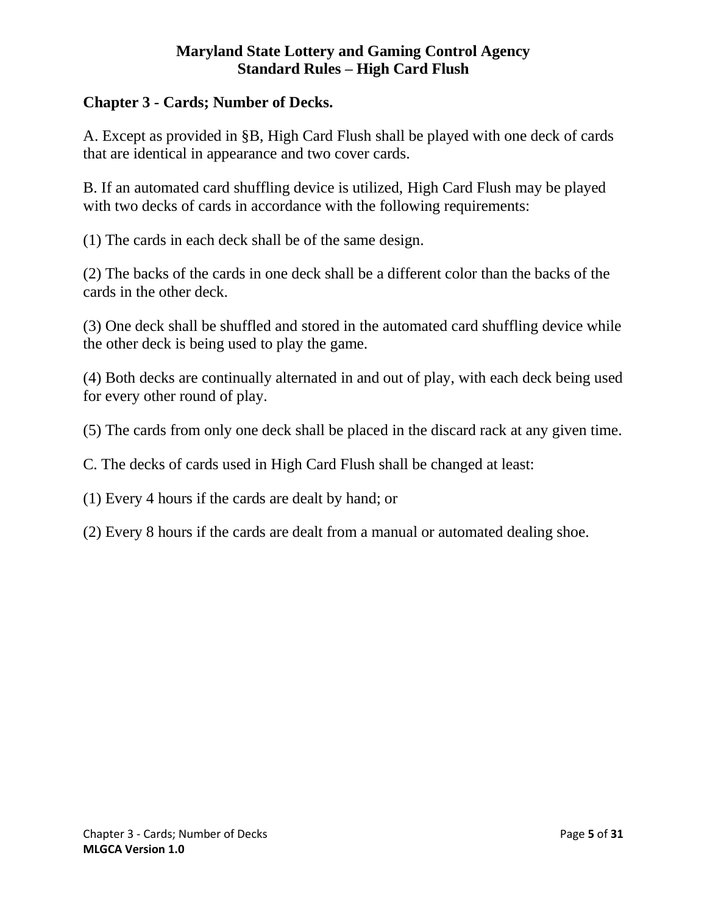## Chapter 3 - Cards; Number of Decks.

A. Except as provided in §B, High Card Flush shall be played with one deck of cards that are identical in appearance and two cover cards.

B. If an automated card shuffling device is utilized, High Card Flush may be played with two decks of cards in accordance with the following requirements:

(1) The cards in each deck shall be of the same design.

(2) The backs of the cards in one deck shall be a different color than the backs of the cards in the other deck.

(3) One deck shall be shuffled and stored in the automated card shuffling device while the other deck is being used to play the game.

(4) Both decks are continually alternated in and out of play, with each deck being used for every other round of play.

(5) The cards from only one deck shall be placed in the discard rack at any given time.

C. The decks of cards used in High Card Flush shall be changed at least:

(1) Every 4 hours if the cards are dealt by hand; or

(2) Every 8 hours if the cards are dealt from a manual or automated dealing shoe.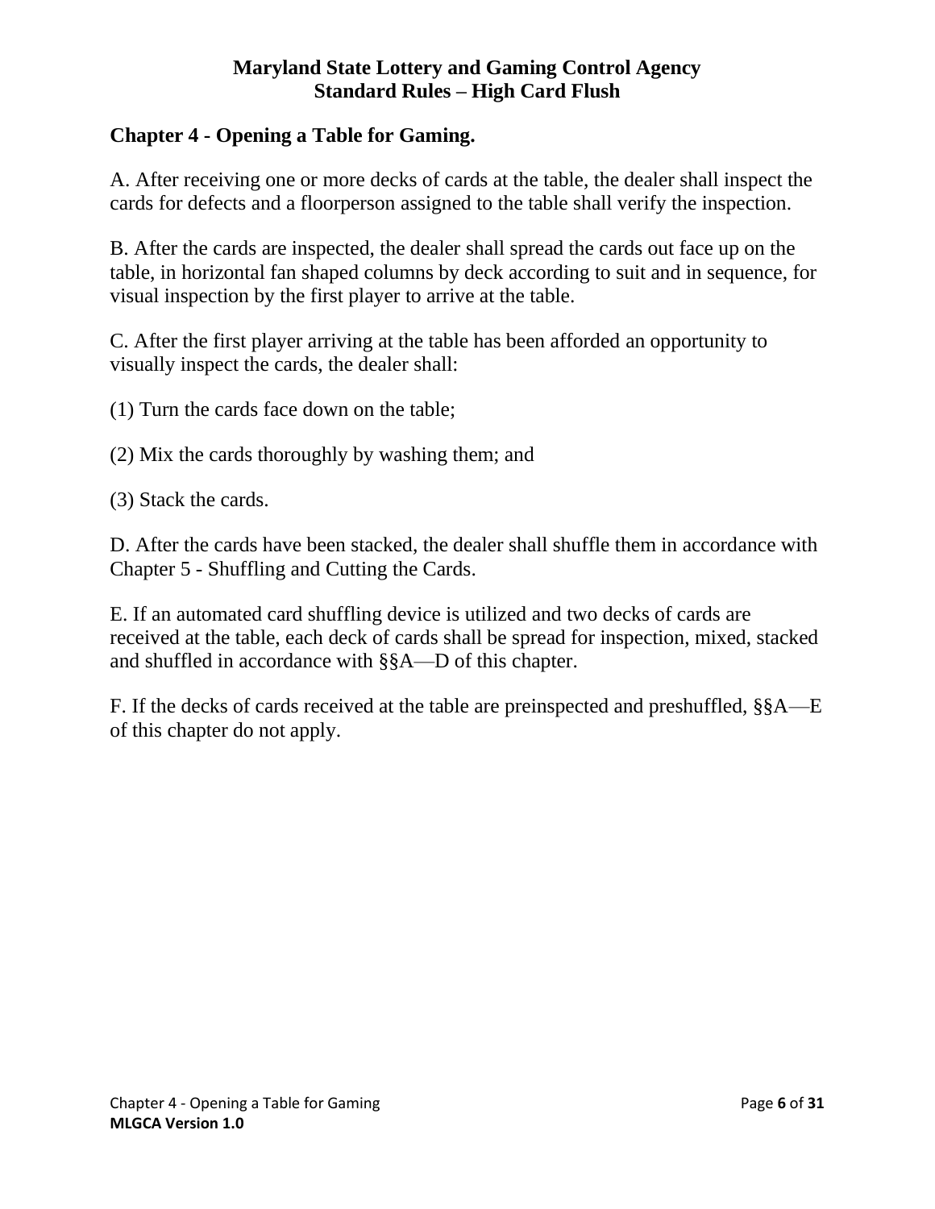## Chapter 4 - Opening a Table for Gaming.

A. After receiving one or more decks of cards at the table, the dealer shall inspect the cards for defects and a floorperson assigned to the table shall verify the inspection.

B. After the cards are inspected, the dealer shall spread the cards out face up on the table, in horizontal fan shaped columns by deck according to suit and in sequence, for visual inspection by the first player to arrive at the table.

C. After the first player arriving at the table has been afforded an opportunity to visually inspect the cards, the dealer shall:

(1) Turn the cards face down on the table;

(2) Mix the cards thoroughly by washing them; and

(3) Stack the cards.

D. After the cards have been stacked, the dealer shall shuffle them in accordance with Chapter 5 - Shuffling and Cutting the Cards.

E. If an automated card shuffling device is utilized and two decks of cards are received at the table, each deck of cards shall be spread for inspection, mixed, stacked and shuffled in accordance with §§A—D of this chapter.

F. If the decks of cards received at the table are preinspected and preshuffled, §§A—E of this chapter do not apply.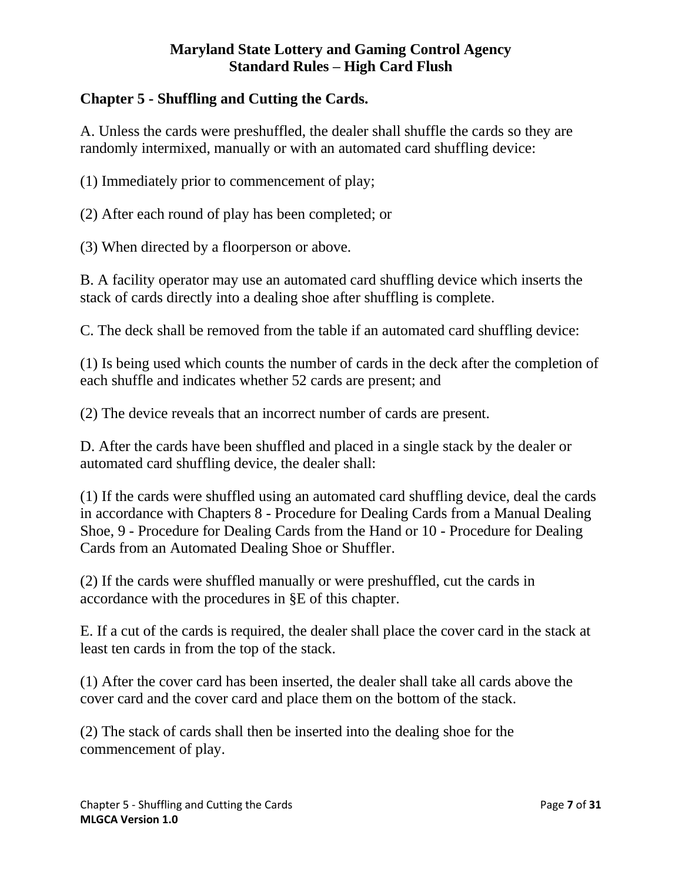## Chapter 5 - Shuffling and Cutting the Cards.

A. Unless the cards were preshuffled, the dealer shall shuffle the cards so they are randomly intermixed, manually or with an automated card shuffling device:

(1) Immediately prior to commencement of play;

(2) After each round of play has been completed; or

(3) When directed by a floorperson or above.

B. A facility operator may use an automated card shuffling device which inserts the stack of cards directly into a dealing shoe after shuffling is complete.

C. The deck shall be removed from the table if an automated card shuffling device:

(1) Is being used which counts the number of cards in the deck after the completion of each shuffle and indicates whether 52 cards are present; and

(2) The device reveals that an incorrect number of cards are present.

D. After the cards have been shuffled and placed in a single stack by the dealer or automated card shuffling device, the dealer shall:

(1) If the cards were shuffled using an automated card shuffling device, deal the cards in accordance with Chapters 8 - Procedure for Dealing Cards from a Manual Dealing Shoe, 9 - Procedure for Dealing Cards from the Hand or 10 - Procedure for Dealing Cards from an Automated Dealing Shoe or Shuffler.

(2) If the cards were shuffled manually or were preshuffled, cut the cards in accordance with the procedures in §E of this chapter.

E. If a cut of the cards is required, the dealer shall place the cover card in the stack at least ten cards in from the top of the stack.

(1) After the cover card has been inserted, the dealer shall take all cards above the cover card and the cover card and place them on the bottom of the stack.

(2) The stack of cards shall then be inserted into the dealing shoe for the commencement of play.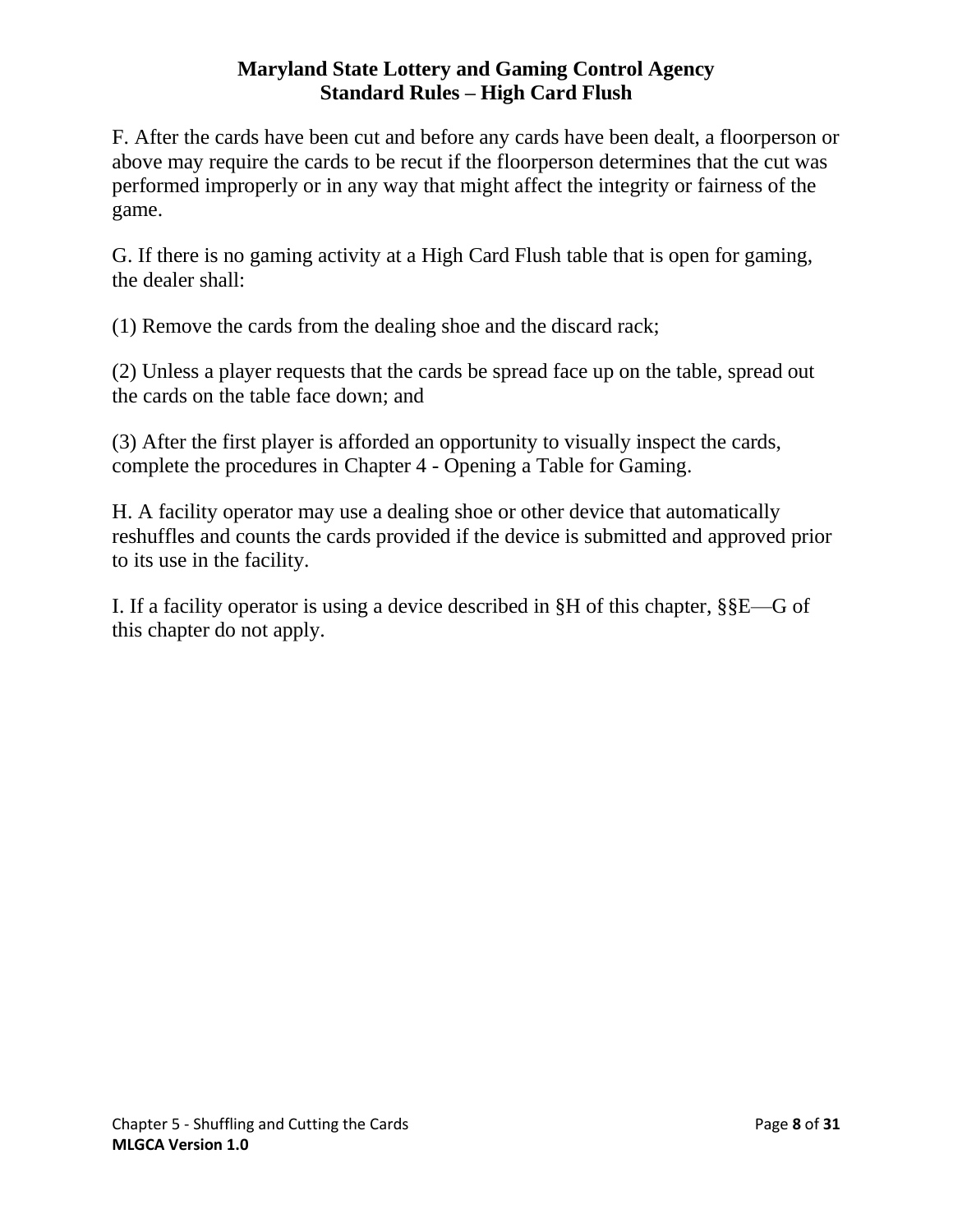F. After the cards have been cut and before any cards have been dealt, a floorperson or above may require the cards to be recut if the floorperson determines that the cut was performed improperly or in any way that might affect the integrity or fairness of the game.

G. If there is no gaming activity at a High Card Flush table that is open for gaming, the dealer shall:

(1) Remove the cards from the dealing shoe and the discard rack;

(2) Unless a player requests that the cards be spread face up on the table, spread out the cards on the table face down; and

(3) After the first player is afforded an opportunity to visually inspect the cards, complete the procedures in Chapter 4 - Opening a Table for Gaming.

H. A facility operator may use a dealing shoe or other device that automatically reshuffles and counts the cards provided if the device is submitted and approved prior to its use in the facility.

I. If a facility operator is using a device described in §H of this chapter, §§E—G of this chapter do not apply.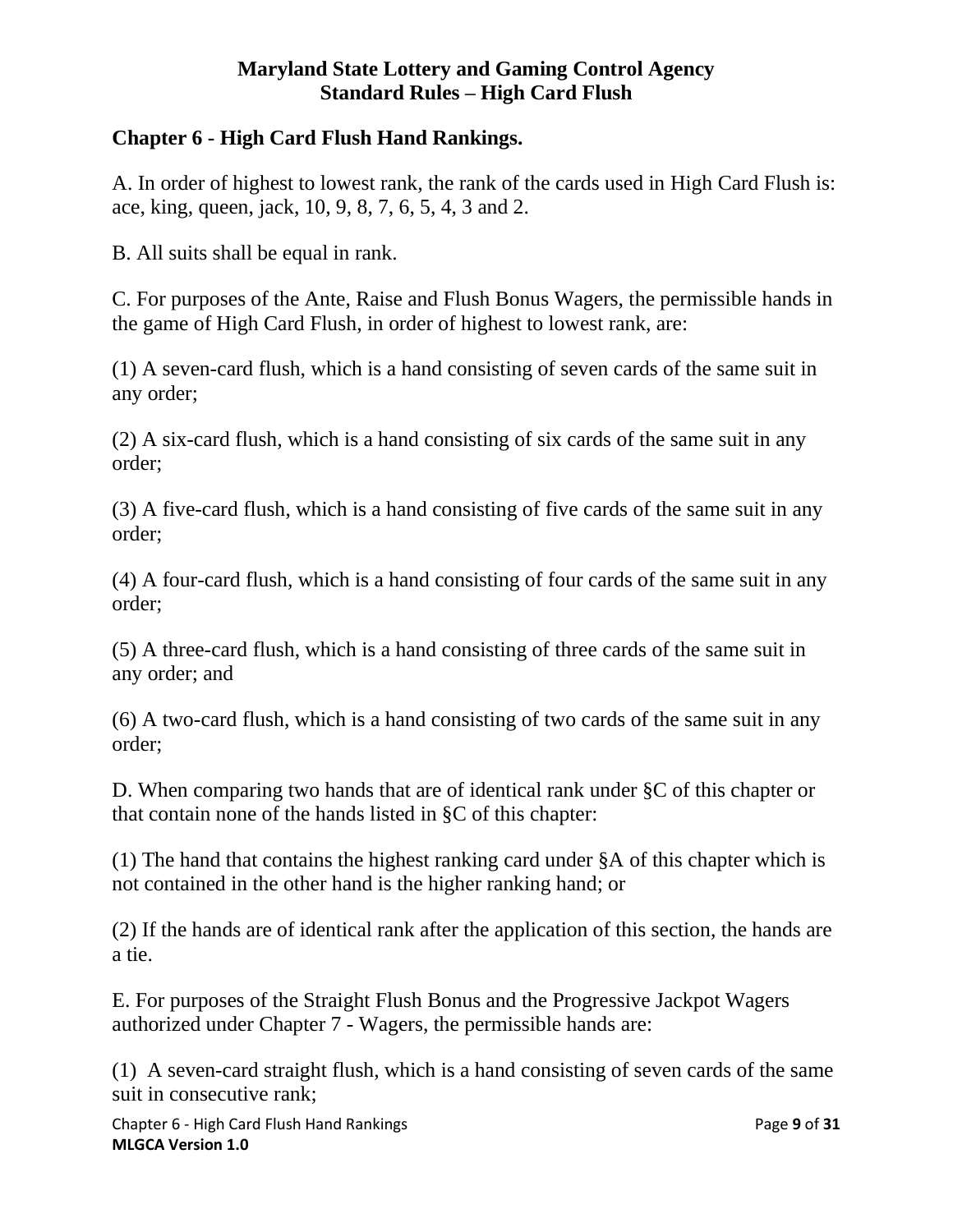## Chapter 6 - High Card Flush Hand Rankings.

A. In order of highest to lowest rank, the rank of the cards used in High Card Flush is: ace, king, queen, jack, 10, 9, 8, 7, 6, 5, 4, 3 and 2.

B. All suits shall be equal in rank.

C. For purposes of the Ante, Raise and Flush Bonus Wagers, the permissible hands in the game of High Card Flush, in order of highest to lowest rank, are:

(1) A seven-card flush, which is a hand consisting of seven cards of the same suit in any order;

(2) A six-card flush, which is a hand consisting of six cards of the same suit in any order;

(3) A five-card flush, which is a hand consisting of five cards of the same suit in any order;

(4) A four-card flush, which is a hand consisting of four cards of the same suit in any order;

(5) A three-card flush, which is a hand consisting of three cards of the same suit in any order; and

(6) A two-card flush, which is a hand consisting of two cards of the same suit in any order;

D. When comparing two hands that are of identical rank under §C of this chapter or that contain none of the hands listed in §C of this chapter:

(1) The hand that contains the highest ranking card under §A of this chapter which is not contained in the other hand is the higher ranking hand; or

(2) If the hands are of identical rank after the application of this section, the hands are a tie.

E. For purposes of the Straight Flush Bonus and the Progressive Jackpot Wagers authorized under Chapter 7 - Wagers, the permissible hands are:

(1) A seven-card straight flush, which is a hand consisting of seven cards of the same suit in consecutive rank;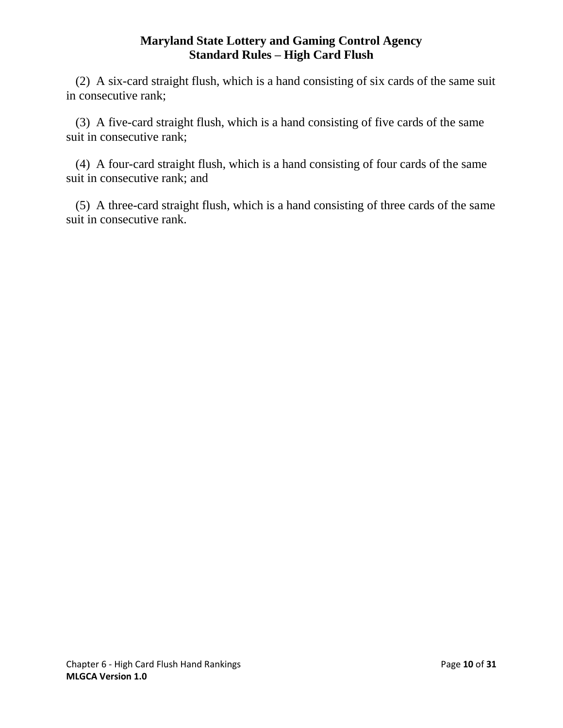(2) A six-card straight flush, which is a hand consisting of six cards of the same suit in consecutive rank;

(3) A five-card straight flush, which is a hand consisting of five cards of the same suit in consecutive rank;

(4) A four-card straight flush, which is a hand consisting of four cards of the same suit in consecutive rank; and

(5) A three-card straight flush, which is a hand consisting of three cards of the same suit in consecutive rank.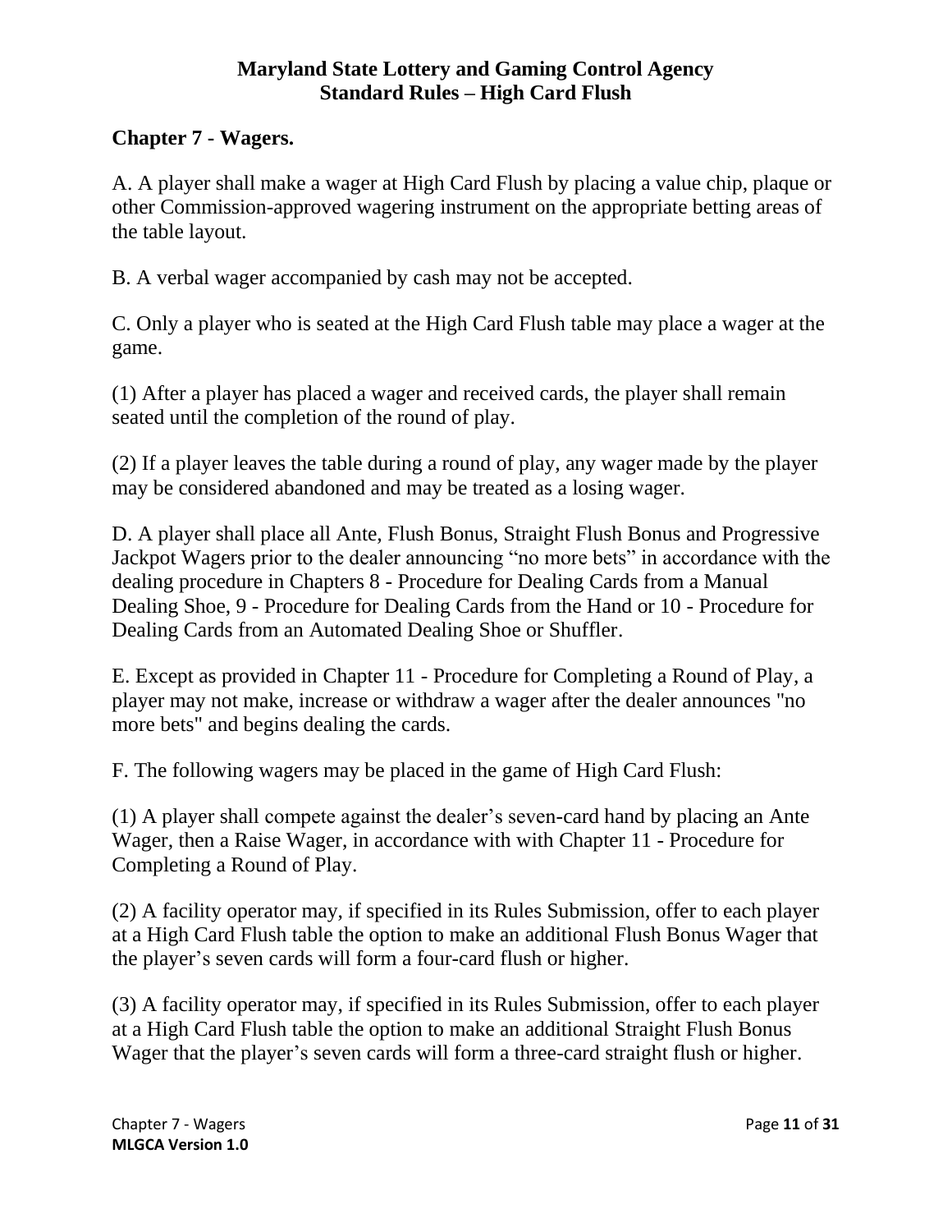**Maryland State Lottery and Gaming Control Agency**
**Standard Rules – High Card Flush**

## Chapter 7 - Wagers.

A. A player shall make a wager at High Card Flush by placing a value chip, plaque or other Commission-approved wagering instrument on the appropriate betting areas of the table layout.

B. A verbal wager accompanied by cash may not be accepted.

C. Only a player who is seated at the High Card Flush table may place a wager at the game.

(1) After a player has placed a wager and received cards, the player shall remain seated until the completion of the round of play.

(2) If a player leaves the table during a round of play, any wager made by the player may be considered abandoned and may be treated as a losing wager.

D. A player shall place all Ante, Flush Bonus, Straight Flush Bonus and Progressive Jackpot Wagers prior to the dealer announcing "no more bets" in accordance with the dealing procedure in Chapters 8 - Procedure for Dealing Cards from a Manual Dealing Shoe, 9 - Procedure for Dealing Cards from the Hand or 10 - Procedure for Dealing Cards from an Automated Dealing Shoe or Shuffler.

E. Except as provided in Chapter 11 - Procedure for Completing a Round of Play, a player may not make, increase or withdraw a wager after the dealer announces "no more bets" and begins dealing the cards.

F. The following wagers may be placed in the game of High Card Flush:

(1) A player shall compete against the dealer's seven-card hand by placing an Ante Wager, then a Raise Wager, in accordance with with Chapter 11 - Procedure for Completing a Round of Play.

(2) A facility operator may, if specified in its Rules Submission, offer to each player at a High Card Flush table the option to make an additional Flush Bonus Wager that the player's seven cards will form a four-card flush or higher.

(3) A facility operator may, if specified in its Rules Submission, offer to each player at a High Card Flush table the option to make an additional Straight Flush Bonus Wager that the player's seven cards will form a three-card straight flush or higher.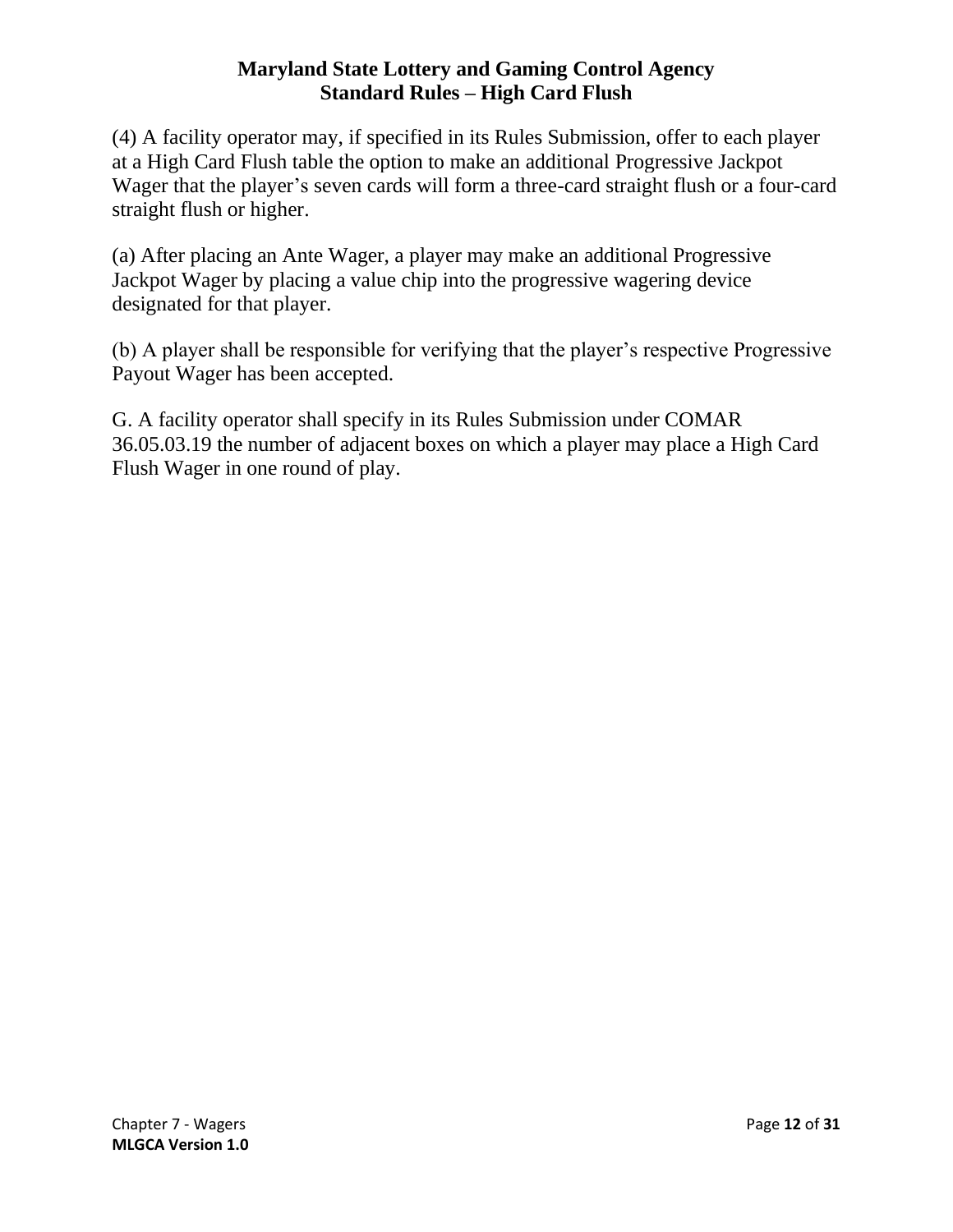(4) A facility operator may, if specified in its Rules Submission, offer to each player at a High Card Flush table the option to make an additional Progressive Jackpot Wager that the player's seven cards will form a three-card straight flush or a four-card straight flush or higher.

(a) After placing an Ante Wager, a player may make an additional Progressive Jackpot Wager by placing a value chip into the progressive wagering device designated for that player.

(b) A player shall be responsible for verifying that the player's respective Progressive Payout Wager has been accepted.

G. A facility operator shall specify in its Rules Submission under COMAR 36.05.03.19 the number of adjacent boxes on which a player may place a High Card Flush Wager in one round of play.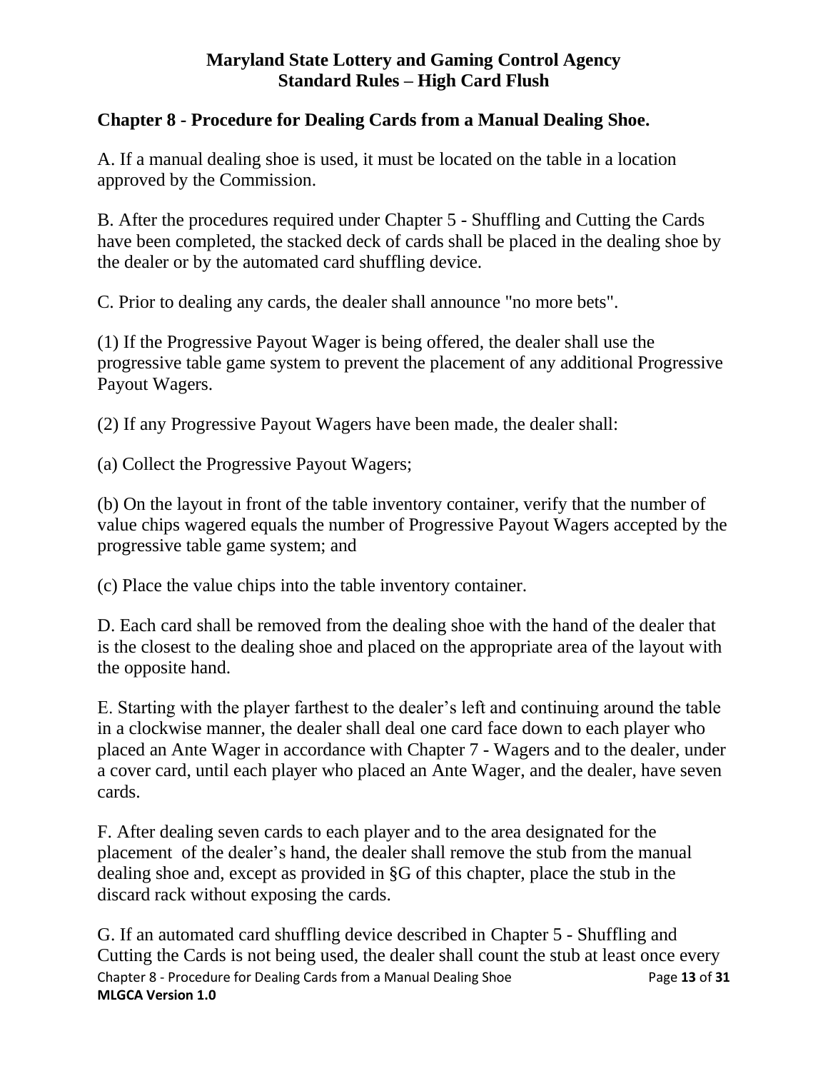## Chapter 8 - Procedure for Dealing Cards from a Manual Dealing Shoe.

A. If a manual dealing shoe is used, it must be located on the table in a location approved by the Commission.

B. After the procedures required under Chapter 5 - Shuffling and Cutting the Cards have been completed, the stacked deck of cards shall be placed in the dealing shoe by the dealer or by the automated card shuffling device.

C. Prior to dealing any cards, the dealer shall announce "no more bets".

(1) If the Progressive Payout Wager is being offered, the dealer shall use the progressive table game system to prevent the placement of any additional Progressive Payout Wagers.

(2) If any Progressive Payout Wagers have been made, the dealer shall:

(a) Collect the Progressive Payout Wagers;

(b) On the layout in front of the table inventory container, verify that the number of value chips wagered equals the number of Progressive Payout Wagers accepted by the progressive table game system; and

(c) Place the value chips into the table inventory container.

D. Each card shall be removed from the dealing shoe with the hand of the dealer that is the closest to the dealing shoe and placed on the appropriate area of the layout with the opposite hand.

E. Starting with the player farthest to the dealer's left and continuing around the table in a clockwise manner, the dealer shall deal one card face down to each player who placed an Ante Wager in accordance with Chapter 7 - Wagers and to the dealer, under a cover card, until each player who placed an Ante Wager, and the dealer, have seven cards.

F. After dealing seven cards to each player and to the area designated for the placement of the dealer's hand, the dealer shall remove the stub from the manual dealing shoe and, except as provided in §G of this chapter, place the stub in the discard rack without exposing the cards.

G. If an automated card shuffling device described in Chapter 5 - Shuffling and Cutting the Cards is not being used, the dealer shall count the stub at least once every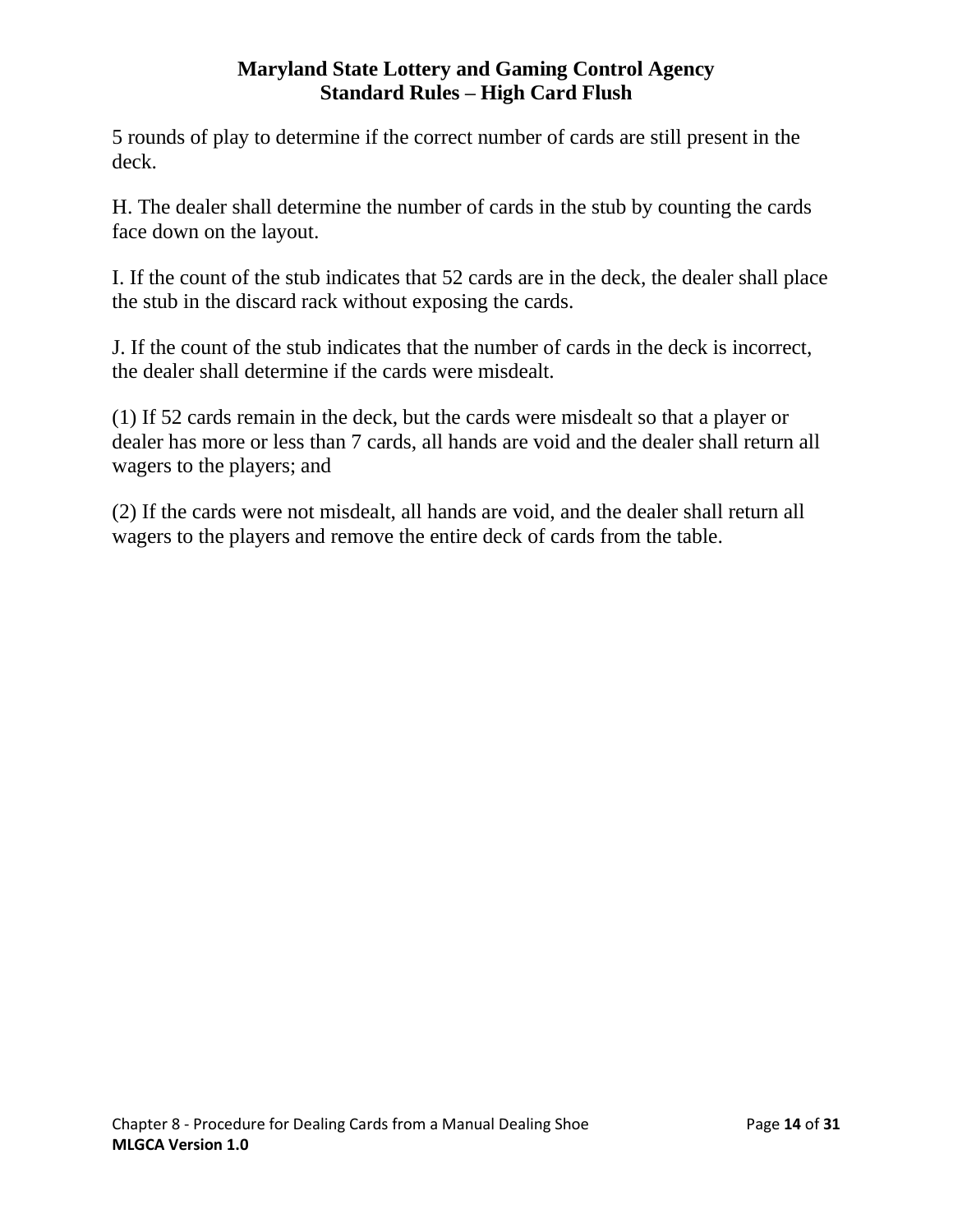5 rounds of play to determine if the correct number of cards are still present in the deck.

H. The dealer shall determine the number of cards in the stub by counting the cards face down on the layout.

I. If the count of the stub indicates that 52 cards are in the deck, the dealer shall place the stub in the discard rack without exposing the cards.

J. If the count of the stub indicates that the number of cards in the deck is incorrect, the dealer shall determine if the cards were misdealt.

(1) If 52 cards remain in the deck, but the cards were misdealt so that a player or dealer has more or less than 7 cards, all hands are void and the dealer shall return all wagers to the players; and

(2) If the cards were not misdealt, all hands are void, and the dealer shall return all wagers to the players and remove the entire deck of cards from the table.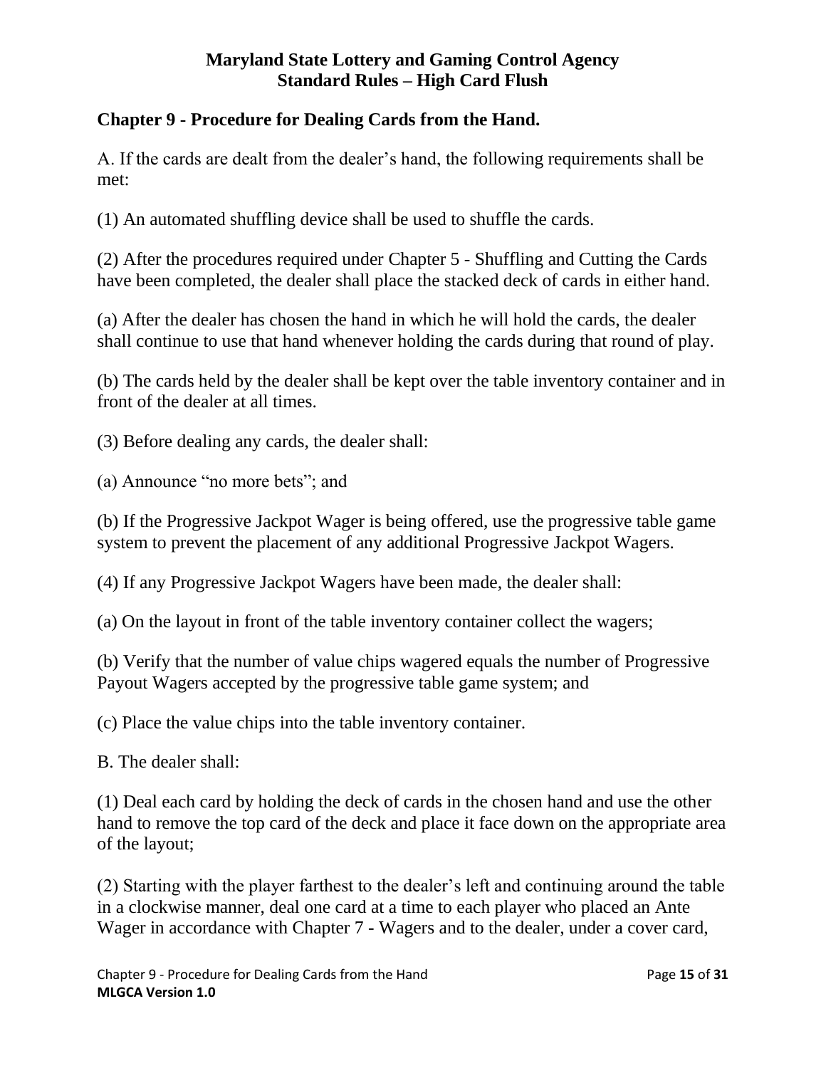## Chapter 9 - Procedure for Dealing Cards from the Hand.

A. If the cards are dealt from the dealer's hand, the following requirements shall be met:

(1) An automated shuffling device shall be used to shuffle the cards.

(2) After the procedures required under Chapter 5 - Shuffling and Cutting the Cards have been completed, the dealer shall place the stacked deck of cards in either hand.

(a) After the dealer has chosen the hand in which he will hold the cards, the dealer shall continue to use that hand whenever holding the cards during that round of play.

(b) The cards held by the dealer shall be kept over the table inventory container and in front of the dealer at all times.

(3) Before dealing any cards, the dealer shall:

(a) Announce "no more bets"; and

(b) If the Progressive Jackpot Wager is being offered, use the progressive table game system to prevent the placement of any additional Progressive Jackpot Wagers.

(4) If any Progressive Jackpot Wagers have been made, the dealer shall:

(a) On the layout in front of the table inventory container collect the wagers;

(b) Verify that the number of value chips wagered equals the number of Progressive Payout Wagers accepted by the progressive table game system; and

(c) Place the value chips into the table inventory container.

B. The dealer shall:

(1) Deal each card by holding the deck of cards in the chosen hand and use the other hand to remove the top card of the deck and place it face down on the appropriate area of the layout;

(2) Starting with the player farthest to the dealer's left and continuing around the table in a clockwise manner, deal one card at a time to each player who placed an Ante Wager in accordance with Chapter 7 - Wagers and to the dealer, under a cover card,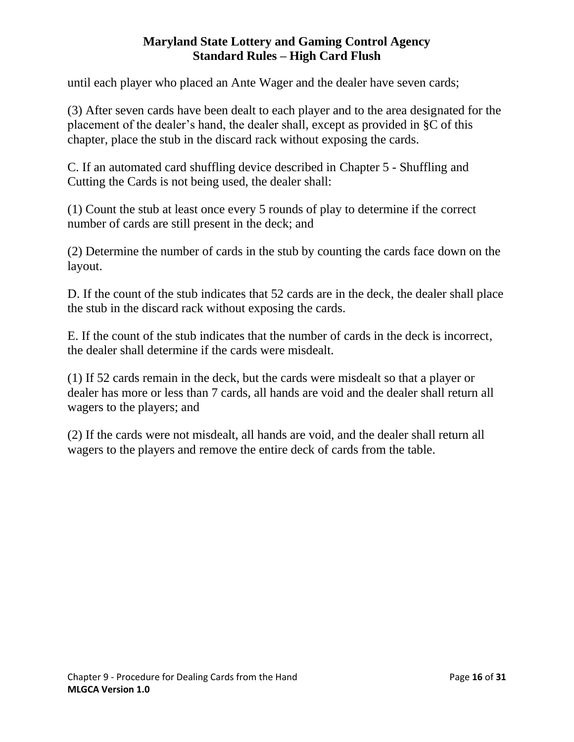until each player who placed an Ante Wager and the dealer have seven cards;

(3) After seven cards have been dealt to each player and to the area designated for the placement of the dealer's hand, the dealer shall, except as provided in §C of this chapter, place the stub in the discard rack without exposing the cards.

C. If an automated card shuffling device described in Chapter 5 - Shuffling and Cutting the Cards is not being used, the dealer shall:

(1) Count the stub at least once every 5 rounds of play to determine if the correct number of cards are still present in the deck; and

(2) Determine the number of cards in the stub by counting the cards face down on the layout.

D. If the count of the stub indicates that 52 cards are in the deck, the dealer shall place the stub in the discard rack without exposing the cards.

E. If the count of the stub indicates that the number of cards in the deck is incorrect, the dealer shall determine if the cards were misdealt.

(1) If 52 cards remain in the deck, but the cards were misdealt so that a player or dealer has more or less than 7 cards, all hands are void and the dealer shall return all wagers to the players; and

(2) If the cards were not misdealt, all hands are void, and the dealer shall return all wagers to the players and remove the entire deck of cards from the table.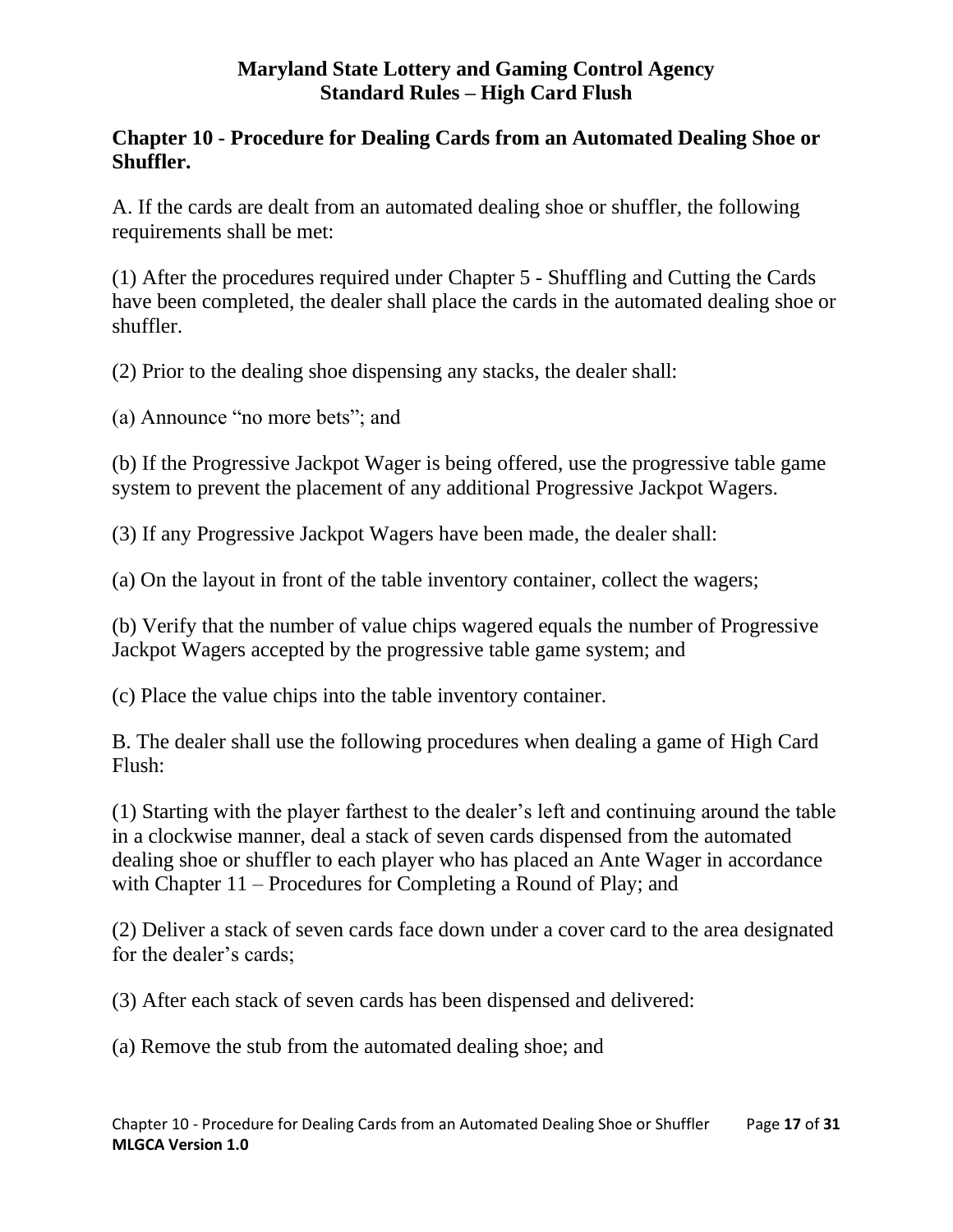## Chapter 10 - Procedure for Dealing Cards from an Automated Dealing Shoe or Shuffler.

A. If the cards are dealt from an automated dealing shoe or shuffler, the following requirements shall be met:

(1) After the procedures required under Chapter 5 - Shuffling and Cutting the Cards have been completed, the dealer shall place the cards in the automated dealing shoe or shuffler.

(2) Prior to the dealing shoe dispensing any stacks, the dealer shall:

(a) Announce "no more bets"; and

(b) If the Progressive Jackpot Wager is being offered, use the progressive table game system to prevent the placement of any additional Progressive Jackpot Wagers.

(3) If any Progressive Jackpot Wagers have been made, the dealer shall:

(a) On the layout in front of the table inventory container, collect the wagers;

(b) Verify that the number of value chips wagered equals the number of Progressive Jackpot Wagers accepted by the progressive table game system; and

(c) Place the value chips into the table inventory container.

B. The dealer shall use the following procedures when dealing a game of High Card Flush:

(1) Starting with the player farthest to the dealer's left and continuing around the table in a clockwise manner, deal a stack of seven cards dispensed from the automated dealing shoe or shuffler to each player who has placed an Ante Wager in accordance with Chapter 11 – Procedures for Completing a Round of Play; and

(2) Deliver a stack of seven cards face down under a cover card to the area designated for the dealer's cards;

(3) After each stack of seven cards has been dispensed and delivered:

(a) Remove the stub from the automated dealing shoe; and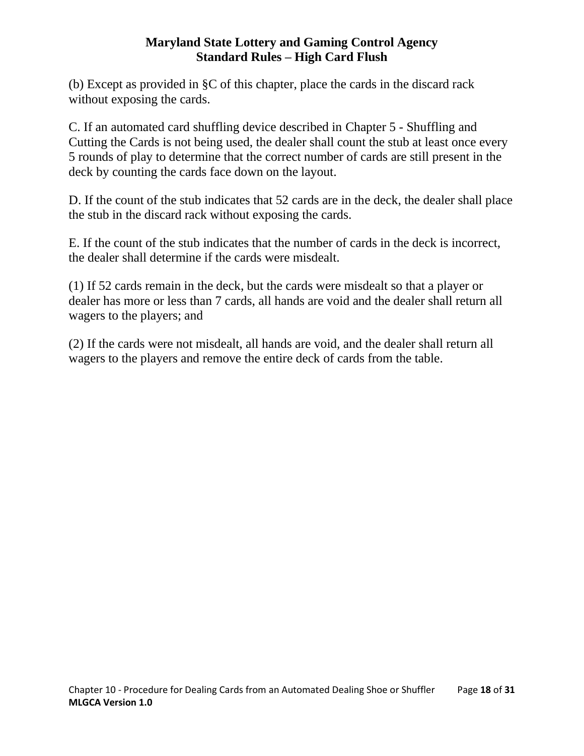(b) Except as provided in §C of this chapter, place the cards in the discard rack without exposing the cards.

C. If an automated card shuffling device described in Chapter 5 - Shuffling and Cutting the Cards is not being used, the dealer shall count the stub at least once every 5 rounds of play to determine that the correct number of cards are still present in the deck by counting the cards face down on the layout.

D. If the count of the stub indicates that 52 cards are in the deck, the dealer shall place the stub in the discard rack without exposing the cards.

E. If the count of the stub indicates that the number of cards in the deck is incorrect, the dealer shall determine if the cards were misdealt.

(1) If 52 cards remain in the deck, but the cards were misdealt so that a player or dealer has more or less than 7 cards, all hands are void and the dealer shall return all wagers to the players; and

(2) If the cards were not misdealt, all hands are void, and the dealer shall return all wagers to the players and remove the entire deck of cards from the table.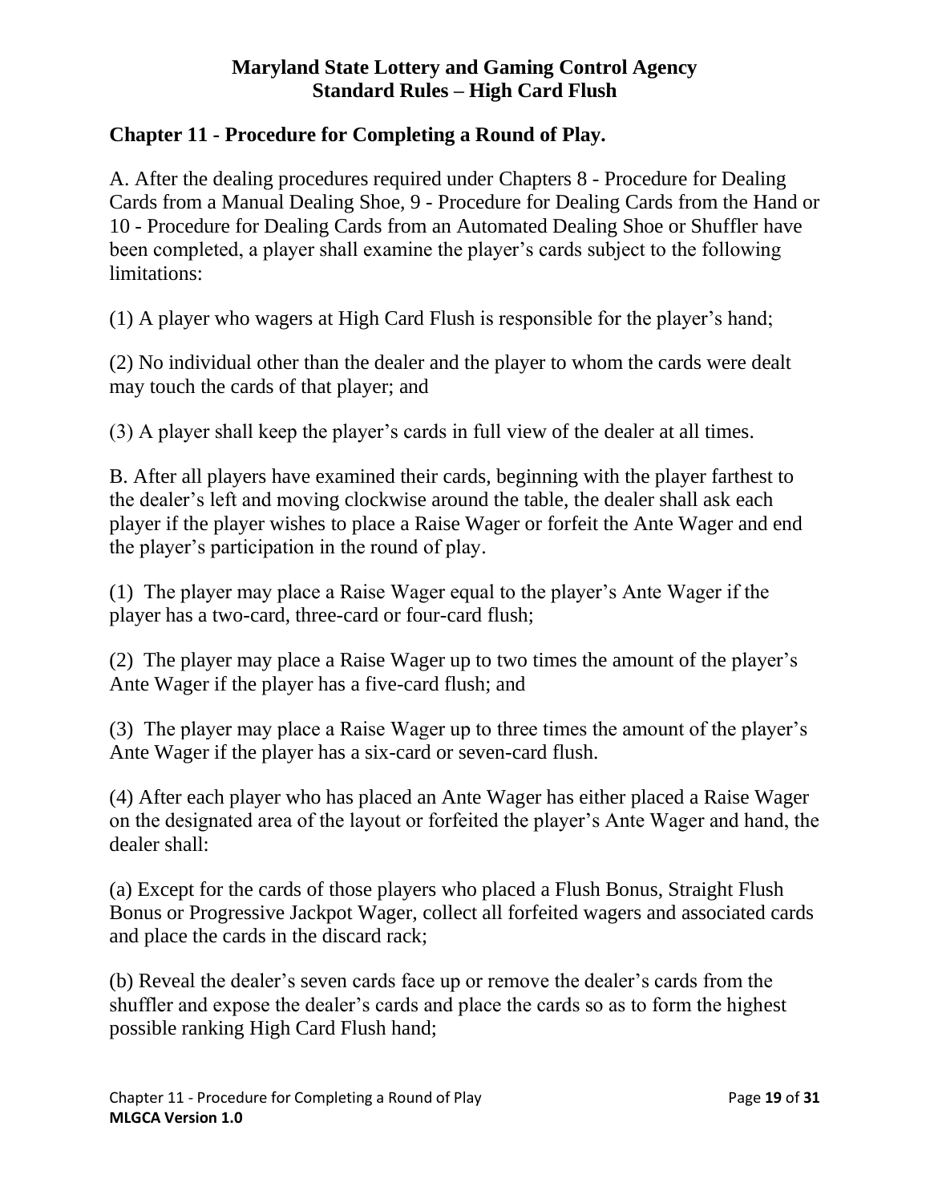## Chapter 11 - Procedure for Completing a Round of Play.

A. After the dealing procedures required under Chapters 8 - Procedure for Dealing Cards from a Manual Dealing Shoe, 9 - Procedure for Dealing Cards from the Hand or 10 - Procedure for Dealing Cards from an Automated Dealing Shoe or Shuffler have been completed, a player shall examine the player's cards subject to the following limitations:

(1) A player who wagers at High Card Flush is responsible for the player's hand;

(2) No individual other than the dealer and the player to whom the cards were dealt may touch the cards of that player; and

(3) A player shall keep the player's cards in full view of the dealer at all times.

B. After all players have examined their cards, beginning with the player farthest to the dealer's left and moving clockwise around the table, the dealer shall ask each player if the player wishes to place a Raise Wager or forfeit the Ante Wager and end the player's participation in the round of play.

(1) The player may place a Raise Wager equal to the player's Ante Wager if the player has a two-card, three-card or four-card flush;

(2) The player may place a Raise Wager up to two times the amount of the player's Ante Wager if the player has a five-card flush; and

(3) The player may place a Raise Wager up to three times the amount of the player's Ante Wager if the player has a six-card or seven-card flush.

(4) After each player who has placed an Ante Wager has either placed a Raise Wager on the designated area of the layout or forfeited the player's Ante Wager and hand, the dealer shall:

(a) Except for the cards of those players who placed a Flush Bonus, Straight Flush Bonus or Progressive Jackpot Wager, collect all forfeited wagers and associated cards and place the cards in the discard rack;

(b) Reveal the dealer's seven cards face up or remove the dealer's cards from the shuffler and expose the dealer's cards and place the cards so as to form the highest possible ranking High Card Flush hand;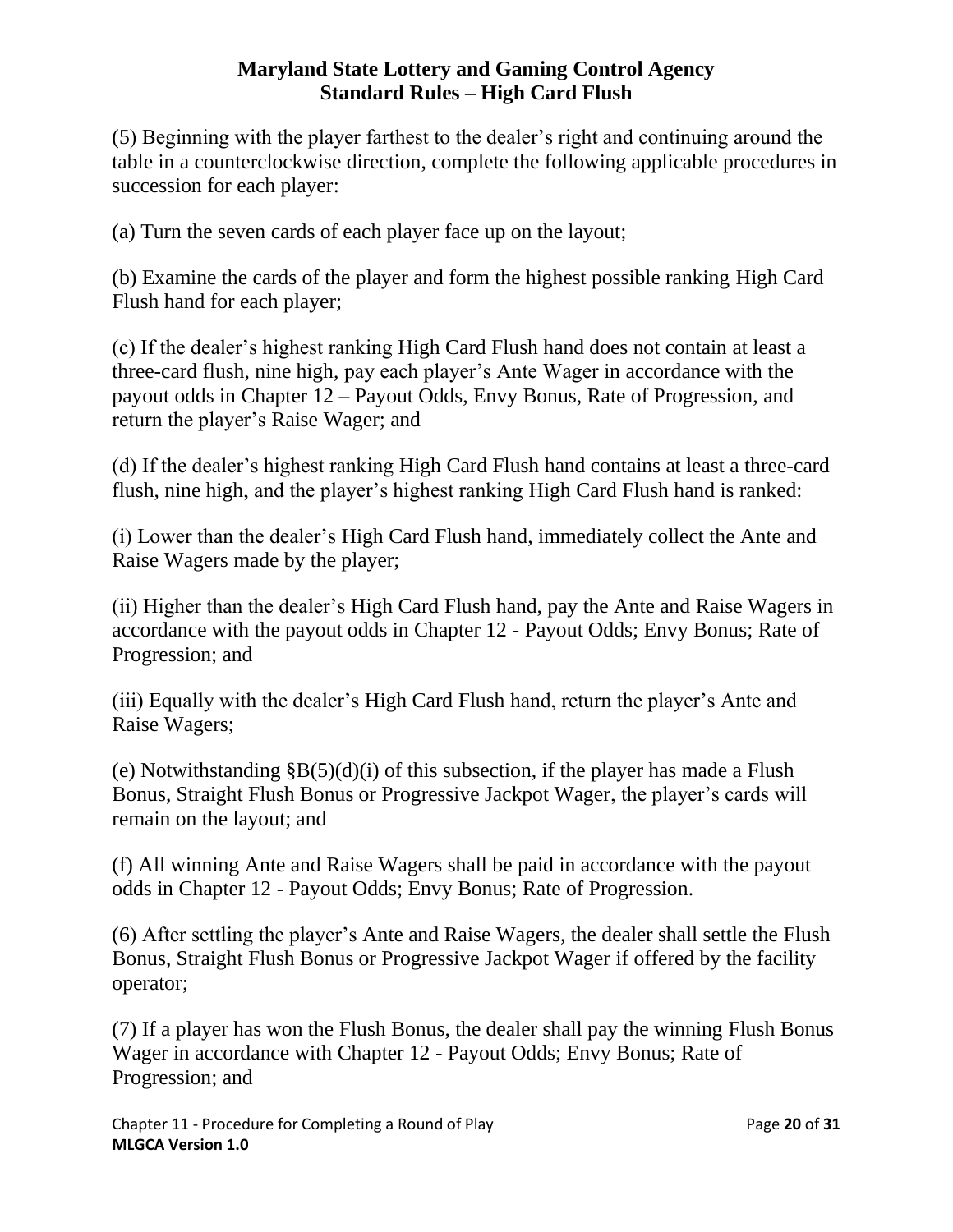(5) Beginning with the player farthest to the dealer's right and continuing around the table in a counterclockwise direction, complete the following applicable procedures in succession for each player:

(a) Turn the seven cards of each player face up on the layout;

(b) Examine the cards of the player and form the highest possible ranking High Card Flush hand for each player;

(c) If the dealer's highest ranking High Card Flush hand does not contain at least a three-card flush, nine high, pay each player's Ante Wager in accordance with the payout odds in Chapter 12 – Payout Odds, Envy Bonus, Rate of Progression, and return the player's Raise Wager; and

(d) If the dealer's highest ranking High Card Flush hand contains at least a three-card flush, nine high, and the player's highest ranking High Card Flush hand is ranked:

(i) Lower than the dealer's High Card Flush hand, immediately collect the Ante and Raise Wagers made by the player;

(ii) Higher than the dealer's High Card Flush hand, pay the Ante and Raise Wagers in accordance with the payout odds in Chapter 12 - Payout Odds; Envy Bonus; Rate of Progression; and

(iii) Equally with the dealer's High Card Flush hand, return the player's Ante and Raise Wagers;

(e) Notwithstanding §B(5)(d)(i) of this subsection, if the player has made a Flush Bonus, Straight Flush Bonus or Progressive Jackpot Wager, the player's cards will remain on the layout; and

(f) All winning Ante and Raise Wagers shall be paid in accordance with the payout odds in Chapter 12 - Payout Odds; Envy Bonus; Rate of Progression.

(6) After settling the player's Ante and Raise Wagers, the dealer shall settle the Flush Bonus, Straight Flush Bonus or Progressive Jackpot Wager if offered by the facility operator;

(7) If a player has won the Flush Bonus, the dealer shall pay the winning Flush Bonus Wager in accordance with Chapter 12 - Payout Odds; Envy Bonus; Rate of Progression; and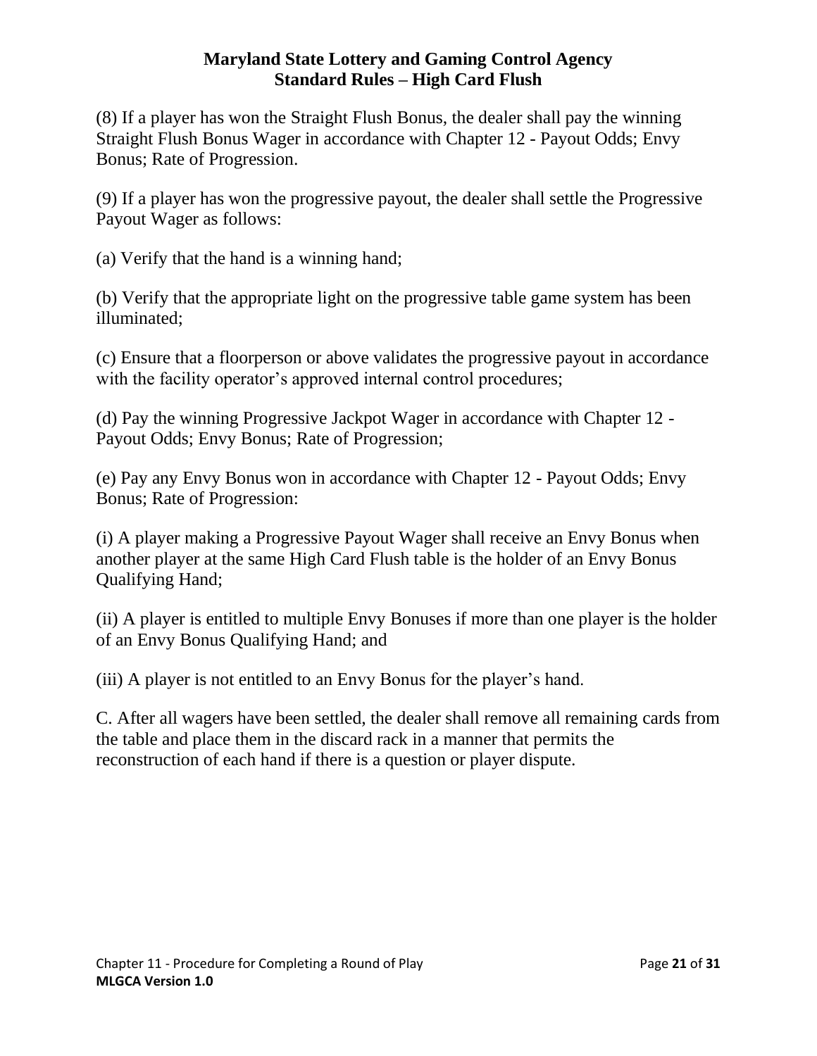(8) If a player has won the Straight Flush Bonus, the dealer shall pay the winning Straight Flush Bonus Wager in accordance with Chapter 12 - Payout Odds; Envy Bonus; Rate of Progression.

(9) If a player has won the progressive payout, the dealer shall settle the Progressive Payout Wager as follows:

(a) Verify that the hand is a winning hand;

(b) Verify that the appropriate light on the progressive table game system has been illuminated;

(c) Ensure that a floorperson or above validates the progressive payout in accordance with the facility operator's approved internal control procedures;

(d) Pay the winning Progressive Jackpot Wager in accordance with Chapter 12 - Payout Odds; Envy Bonus; Rate of Progression;

(e) Pay any Envy Bonus won in accordance with Chapter 12 - Payout Odds; Envy Bonus; Rate of Progression:

(i) A player making a Progressive Payout Wager shall receive an Envy Bonus when another player at the same High Card Flush table is the holder of an Envy Bonus Qualifying Hand;

(ii) A player is entitled to multiple Envy Bonuses if more than one player is the holder of an Envy Bonus Qualifying Hand; and

(iii) A player is not entitled to an Envy Bonus for the player's hand.

C. After all wagers have been settled, the dealer shall remove all remaining cards from the table and place them in the discard rack in a manner that permits the reconstruction of each hand if there is a question or player dispute.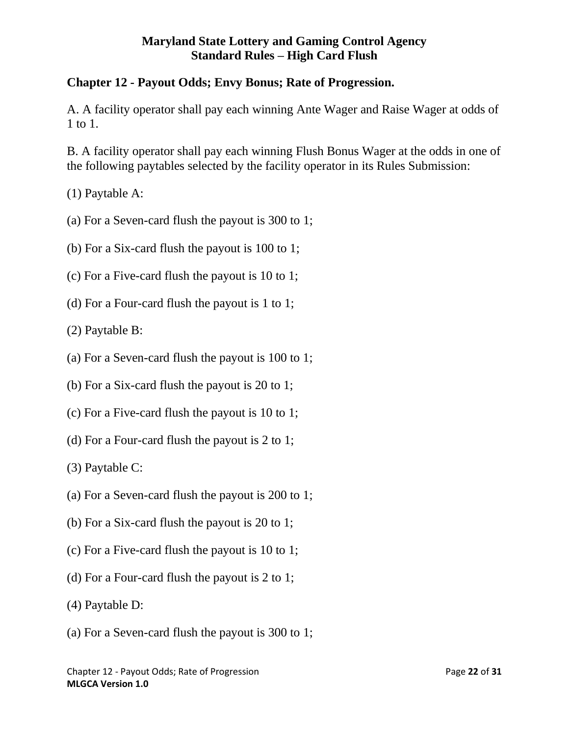# Maryland State Lottery and Gaming Control Agency
# Standard Rules – High Card Flush

## Chapter 12 - Payout Odds; Envy Bonus; Rate of Progression.

A. A facility operator shall pay each winning Ante Wager and Raise Wager at odds of 1 to 1.

B. A facility operator shall pay each winning Flush Bonus Wager at the odds in one of the following paytables selected by the facility operator in its Rules Submission:

(1) Paytable A:

(a) For a Seven-card flush the payout is 300 to 1;

(b) For a Six-card flush the payout is 100 to 1;

(c) For a Five-card flush the payout is 10 to 1;

(d) For a Four-card flush the payout is 1 to 1;

(2) Paytable B:

(a) For a Seven-card flush the payout is 100 to 1;

(b) For a Six-card flush the payout is 20 to 1;

(c) For a Five-card flush the payout is 10 to 1;

(d) For a Four-card flush the payout is 2 to 1;

(3) Paytable C:

(a) For a Seven-card flush the payout is 200 to 1;

(b) For a Six-card flush the payout is 20 to 1;

(c) For a Five-card flush the payout is 10 to 1;

(d) For a Four-card flush the payout is 2 to 1;

(4) Paytable D:

(a) For a Seven-card flush the payout is 300 to 1;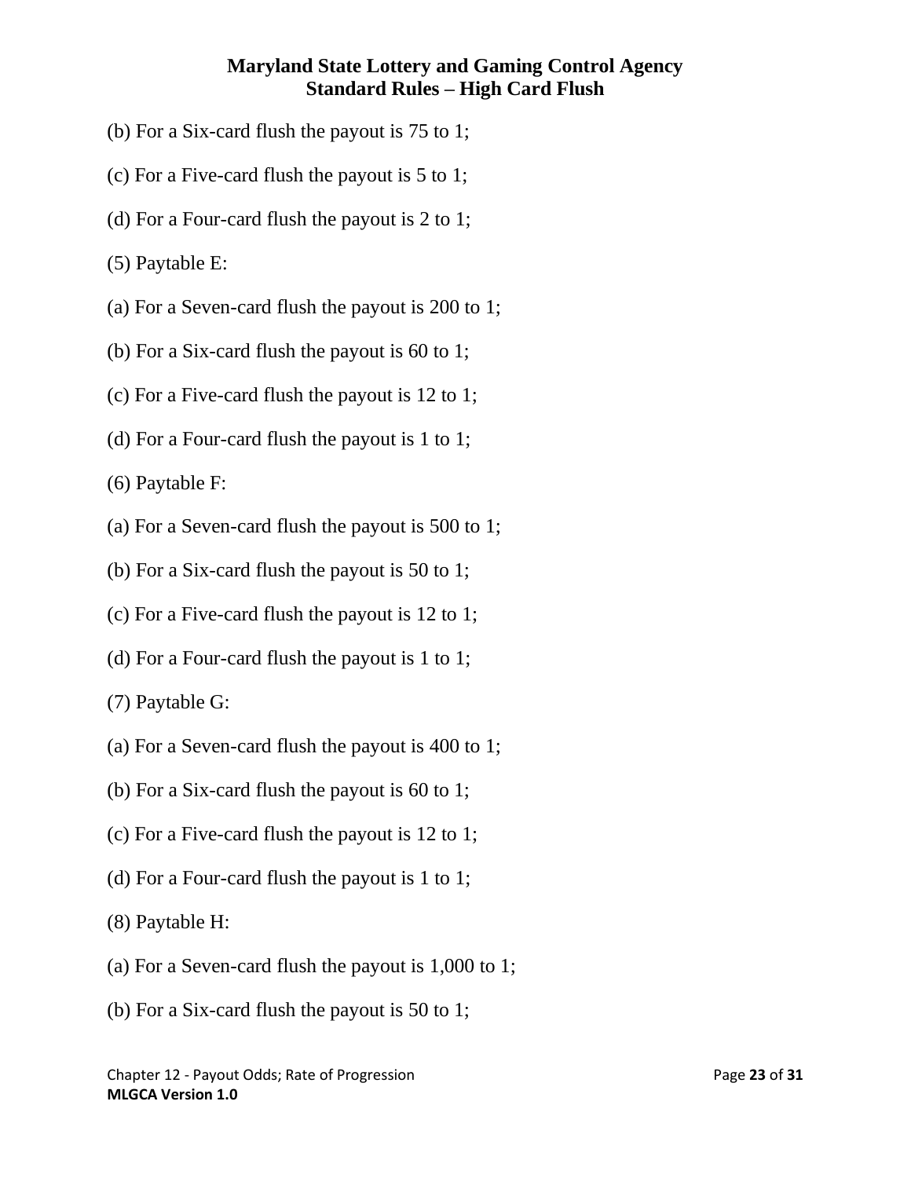(b) For a Six-card flush the payout is 75 to 1;

(c) For a Five-card flush the payout is 5 to 1;

(d) For a Four-card flush the payout is 2 to 1;

(5) Paytable E:

(a) For a Seven-card flush the payout is 200 to 1;

(b) For a Six-card flush the payout is 60 to 1;

(c) For a Five-card flush the payout is 12 to 1;

(d) For a Four-card flush the payout is 1 to 1;

(6) Paytable F:

(a) For a Seven-card flush the payout is 500 to 1;

(b) For a Six-card flush the payout is 50 to 1;

(c) For a Five-card flush the payout is 12 to 1;

(d) For a Four-card flush the payout is 1 to 1;

(7) Paytable G:

(a) For a Seven-card flush the payout is 400 to 1;

(b) For a Six-card flush the payout is 60 to 1;

(c) For a Five-card flush the payout is 12 to 1;

(d) For a Four-card flush the payout is 1 to 1;

(8) Paytable H:

(a) For a Seven-card flush the payout is 1,000 to 1;

(b) For a Six-card flush the payout is 50 to 1;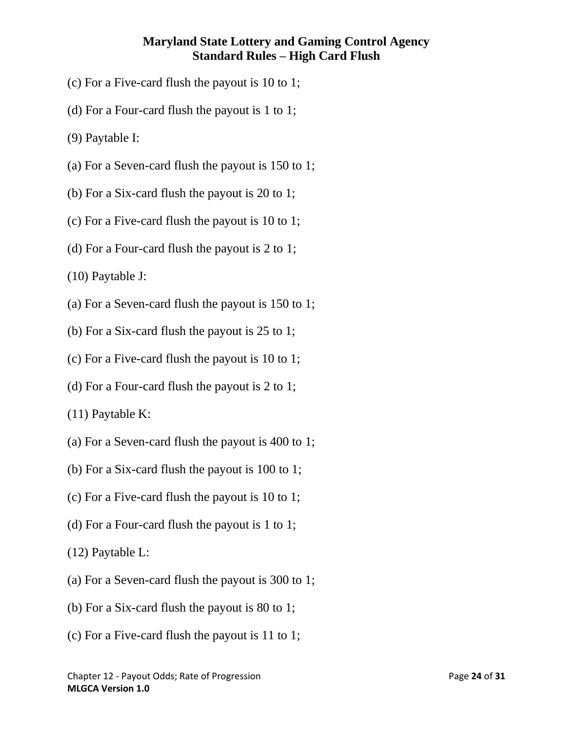(c) For a Five-card flush the payout is 10 to 1;

(d) For a Four-card flush the payout is 1 to 1;

(9) Paytable I:

(a) For a Seven-card flush the payout is 150 to 1;

(b) For a Six-card flush the payout is 20 to 1;

(c) For a Five-card flush the payout is 10 to 1;

(d) For a Four-card flush the payout is 2 to 1;

(10) Paytable J:

(a) For a Seven-card flush the payout is 150 to 1;

(b) For a Six-card flush the payout is 25 to 1;

(c) For a Five-card flush the payout is 10 to 1;

(d) For a Four-card flush the payout is 2 to 1;

(11) Paytable K:

(a) For a Seven-card flush the payout is 400 to 1;

(b) For a Six-card flush the payout is 100 to 1;

(c) For a Five-card flush the payout is 10 to 1;

(d) For a Four-card flush the payout is 1 to 1;

(12) Paytable L:

(a) For a Seven-card flush the payout is 300 to 1;

(b) For a Six-card flush the payout is 80 to 1;

(c) For a Five-card flush the payout is 11 to 1;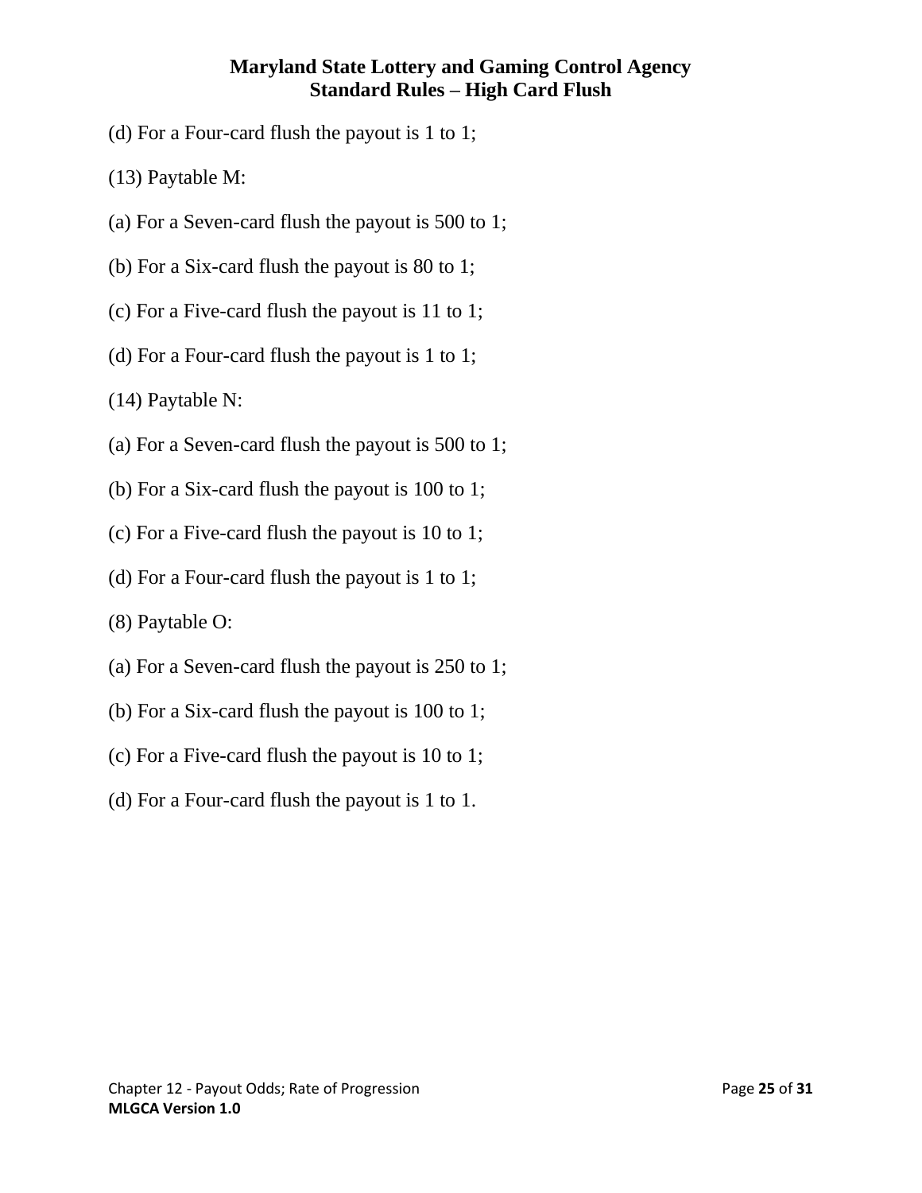(d) For a Four-card flush the payout is 1 to 1;

(13) Paytable M:

(a) For a Seven-card flush the payout is 500 to 1;

(b) For a Six-card flush the payout is 80 to 1;

(c) For a Five-card flush the payout is 11 to 1;

(d) For a Four-card flush the payout is 1 to 1;

(14) Paytable N:

(a) For a Seven-card flush the payout is 500 to 1;

(b) For a Six-card flush the payout is 100 to 1;

(c) For a Five-card flush the payout is 10 to 1;

(d) For a Four-card flush the payout is 1 to 1;

(8) Paytable O:

(a) For a Seven-card flush the payout is 250 to 1;

(b) For a Six-card flush the payout is 100 to 1;

(c) For a Five-card flush the payout is 10 to 1;

(d) For a Four-card flush the payout is 1 to 1.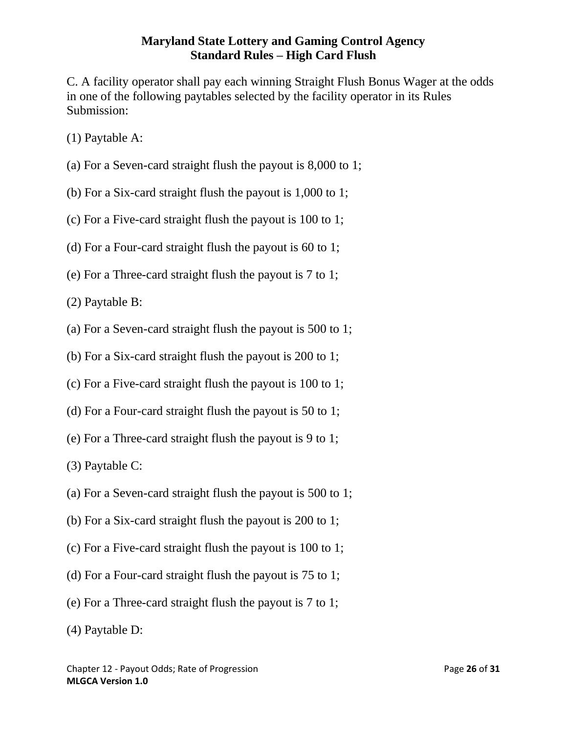C. A facility operator shall pay each winning Straight Flush Bonus Wager at the odds in one of the following paytables selected by the facility operator in its Rules Submission:

(1) Paytable A:

(a) For a Seven-card straight flush the payout is 8,000 to 1;

(b) For a Six-card straight flush the payout is 1,000 to 1;

(c) For a Five-card straight flush the payout is 100 to 1;

(d) For a Four-card straight flush the payout is 60 to 1;

(e) For a Three-card straight flush the payout is 7 to 1;

(2) Paytable B:

(a) For a Seven-card straight flush the payout is 500 to 1;

(b) For a Six-card straight flush the payout is 200 to 1;

(c) For a Five-card straight flush the payout is 100 to 1;

(d) For a Four-card straight flush the payout is 50 to 1;

(e) For a Three-card straight flush the payout is 9 to 1;

(3) Paytable C:

(a) For a Seven-card straight flush the payout is 500 to 1;

(b) For a Six-card straight flush the payout is 200 to 1;

(c) For a Five-card straight flush the payout is 100 to 1;

(d) For a Four-card straight flush the payout is 75 to 1;

(e) For a Three-card straight flush the payout is 7 to 1;

(4) Paytable D: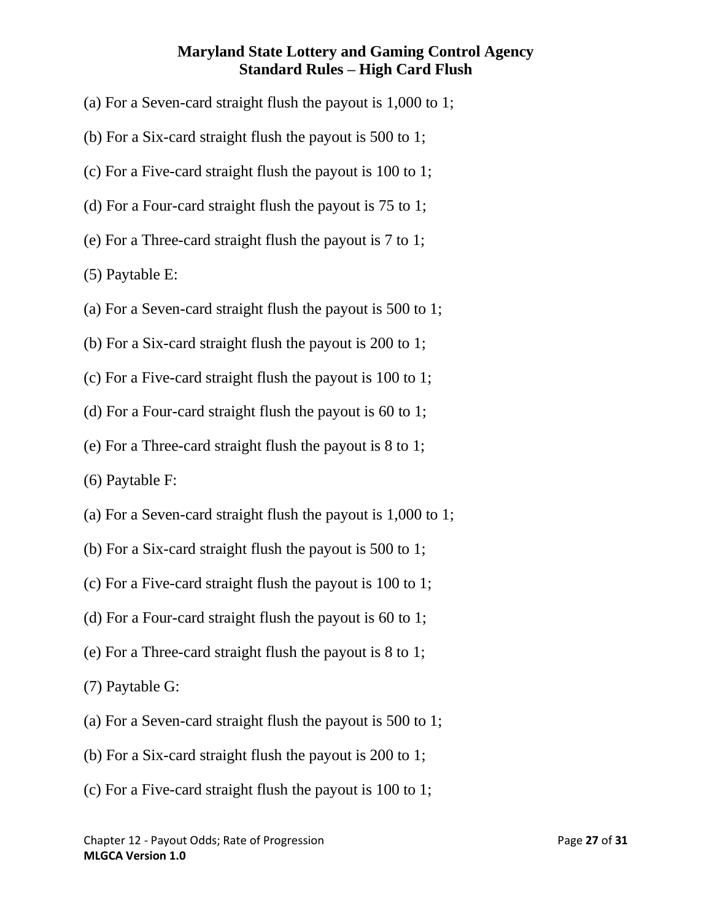(a) For a Seven-card straight flush the payout is 1,000 to 1;

(b) For a Six-card straight flush the payout is 500 to 1;

(c) For a Five-card straight flush the payout is 100 to 1;

(d) For a Four-card straight flush the payout is 75 to 1;

(e) For a Three-card straight flush the payout is 7 to 1;

(5) Paytable E:

(a) For a Seven-card straight flush the payout is 500 to 1;

(b) For a Six-card straight flush the payout is 200 to 1;

(c) For a Five-card straight flush the payout is 100 to 1;

(d) For a Four-card straight flush the payout is 60 to 1;

(e) For a Three-card straight flush the payout is 8 to 1;

(6) Paytable F:

(a) For a Seven-card straight flush the payout is 1,000 to 1;

(b) For a Six-card straight flush the payout is 500 to 1;

(c) For a Five-card straight flush the payout is 100 to 1;

(d) For a Four-card straight flush the payout is 60 to 1;

(e) For a Three-card straight flush the payout is 8 to 1;

(7) Paytable G:

(a) For a Seven-card straight flush the payout is 500 to 1;

(b) For a Six-card straight flush the payout is 200 to 1;

(c) For a Five-card straight flush the payout is 100 to 1;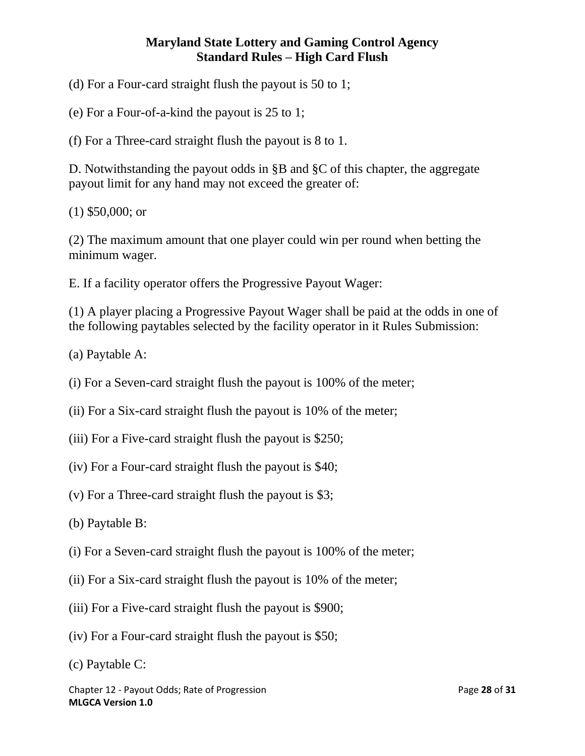(d) For a Four-card straight flush the payout is 50 to 1;

(e) For a Four-of-a-kind the payout is 25 to 1;

(f) For a Three-card straight flush the payout is 8 to 1.

D. Notwithstanding the payout odds in §B and §C of this chapter, the aggregate payout limit for any hand may not exceed the greater of:

(1) $50,000; or

(2) The maximum amount that one player could win per round when betting the minimum wager.

E. If a facility operator offers the Progressive Payout Wager:

(1) A player placing a Progressive Payout Wager shall be paid at the odds in one of the following paytables selected by the facility operator in it Rules Submission:

(a) Paytable A:

(i) For a Seven-card straight flush the payout is 100% of the meter;

(ii) For a Six-card straight flush the payout is 10% of the meter;

(iii) For a Five-card straight flush the payout is $250;

(iv) For a Four-card straight flush the payout is $40;

(v) For a Three-card straight flush the payout is $3;

(b) Paytable B:

(i) For a Seven-card straight flush the payout is 100% of the meter;

(ii) For a Six-card straight flush the payout is 10% of the meter;

(iii) For a Five-card straight flush the payout is $900;

(iv) For a Four-card straight flush the payout is $50;

(c) Paytable C: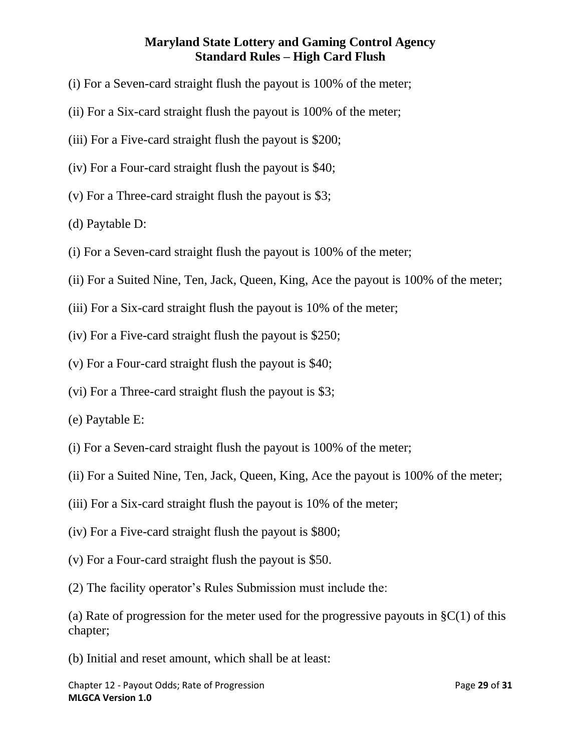(i) For a Seven-card straight flush the payout is 100% of the meter;

(ii) For a Six-card straight flush the payout is 100% of the meter;

(iii) For a Five-card straight flush the payout is $200;

(iv) For a Four-card straight flush the payout is $40;

(v) For a Three-card straight flush the payout is $3;

(d) Paytable D:

(i) For a Seven-card straight flush the payout is 100% of the meter;

(ii) For a Suited Nine, Ten, Jack, Queen, King, Ace the payout is 100% of the meter;

(iii) For a Six-card straight flush the payout is 10% of the meter;

(iv) For a Five-card straight flush the payout is $250;

(v) For a Four-card straight flush the payout is $40;

(vi) For a Three-card straight flush the payout is $3;

(e) Paytable E:

(i) For a Seven-card straight flush the payout is 100% of the meter;

(ii) For a Suited Nine, Ten, Jack, Queen, King, Ace the payout is 100% of the meter;

(iii) For a Six-card straight flush the payout is 10% of the meter;

(iv) For a Five-card straight flush the payout is $800;

(v) For a Four-card straight flush the payout is $50.

(2) The facility operator's Rules Submission must include the:

(a) Rate of progression for the meter used for the progressive payouts in §C(1) of this chapter;

(b) Initial and reset amount, which shall be at least: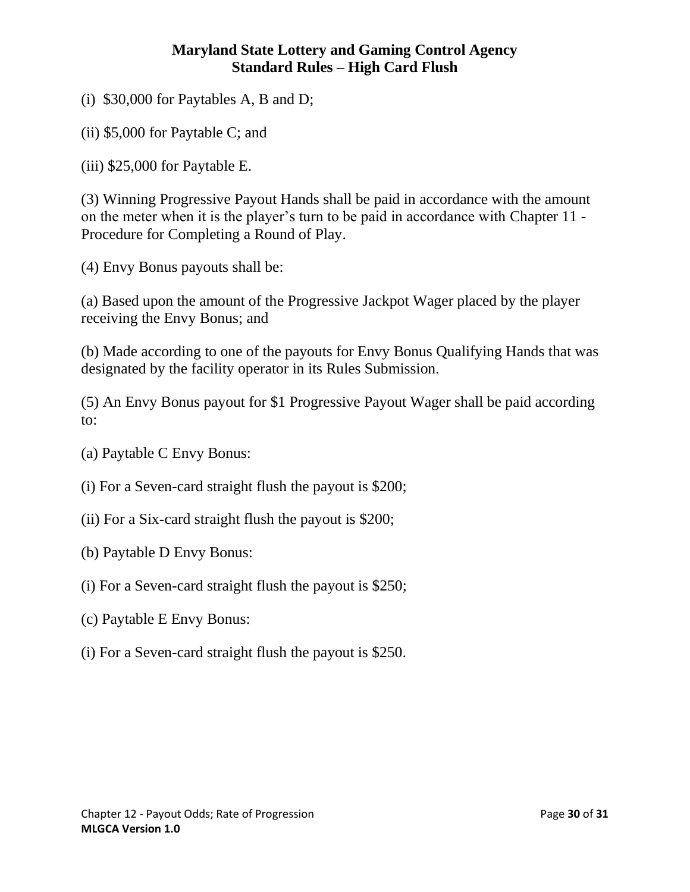(i) $30,000 for Paytables A, B and D;

(ii) $5,000 for Paytable C; and

(iii) $25,000 for Paytable E.

(3) Winning Progressive Payout Hands shall be paid in accordance with the amount on the meter when it is the player's turn to be paid in accordance with Chapter 11 - Procedure for Completing a Round of Play.

(4) Envy Bonus payouts shall be:

(a) Based upon the amount of the Progressive Jackpot Wager placed by the player receiving the Envy Bonus; and

(b) Made according to one of the payouts for Envy Bonus Qualifying Hands that was designated by the facility operator in its Rules Submission.

(5) An Envy Bonus payout for $1 Progressive Payout Wager shall be paid according to:

(a) Paytable C Envy Bonus:

(i) For a Seven-card straight flush the payout is $200;

(ii) For a Six-card straight flush the payout is $200;

(b) Paytable D Envy Bonus:

(i) For a Seven-card straight flush the payout is $250;

(c) Paytable E Envy Bonus:

(i) For a Seven-card straight flush the payout is $250.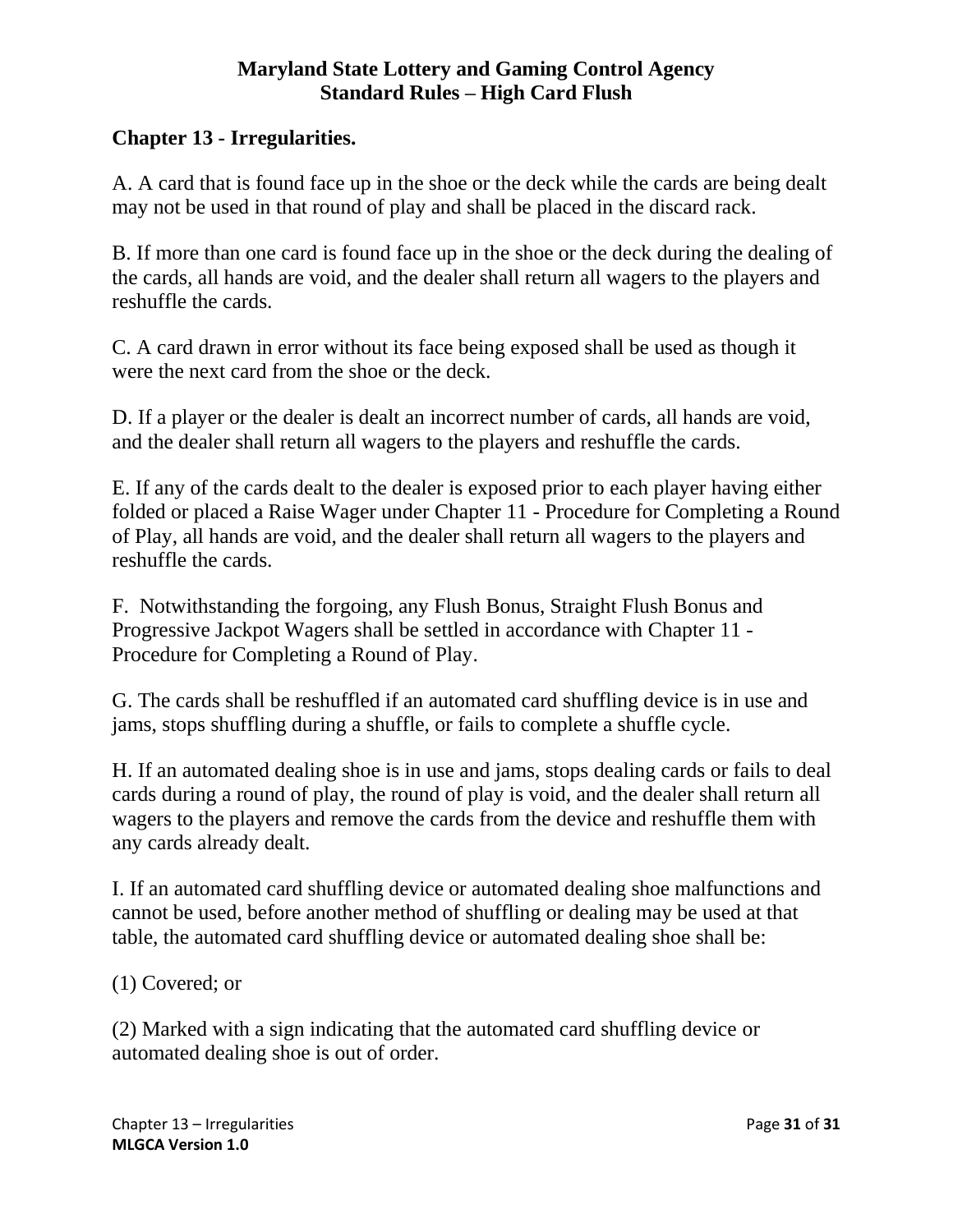## Chapter 13 - Irregularities.

A. A card that is found face up in the shoe or the deck while the cards are being dealt may not be used in that round of play and shall be placed in the discard rack.

B. If more than one card is found face up in the shoe or the deck during the dealing of the cards, all hands are void, and the dealer shall return all wagers to the players and reshuffle the cards.

C. A card drawn in error without its face being exposed shall be used as though it were the next card from the shoe or the deck.

D. If a player or the dealer is dealt an incorrect number of cards, all hands are void, and the dealer shall return all wagers to the players and reshuffle the cards.

E. If any of the cards dealt to the dealer is exposed prior to each player having either folded or placed a Raise Wager under Chapter 11 - Procedure for Completing a Round of Play, all hands are void, and the dealer shall return all wagers to the players and reshuffle the cards.

F. Notwithstanding the forgoing, any Flush Bonus, Straight Flush Bonus and Progressive Jackpot Wagers shall be settled in accordance with Chapter 11 - Procedure for Completing a Round of Play.

G. The cards shall be reshuffled if an automated card shuffling device is in use and jams, stops shuffling during a shuffle, or fails to complete a shuffle cycle.

H. If an automated dealing shoe is in use and jams, stops dealing cards or fails to deal cards during a round of play, the round of play is void, and the dealer shall return all wagers to the players and remove the cards from the device and reshuffle them with any cards already dealt.

I. If an automated card shuffling device or automated dealing shoe malfunctions and cannot be used, before another method of shuffling or dealing may be used at that table, the automated card shuffling device or automated dealing shoe shall be:

(1) Covered; or

(2) Marked with a sign indicating that the automated card shuffling device or automated dealing shoe is out of order.